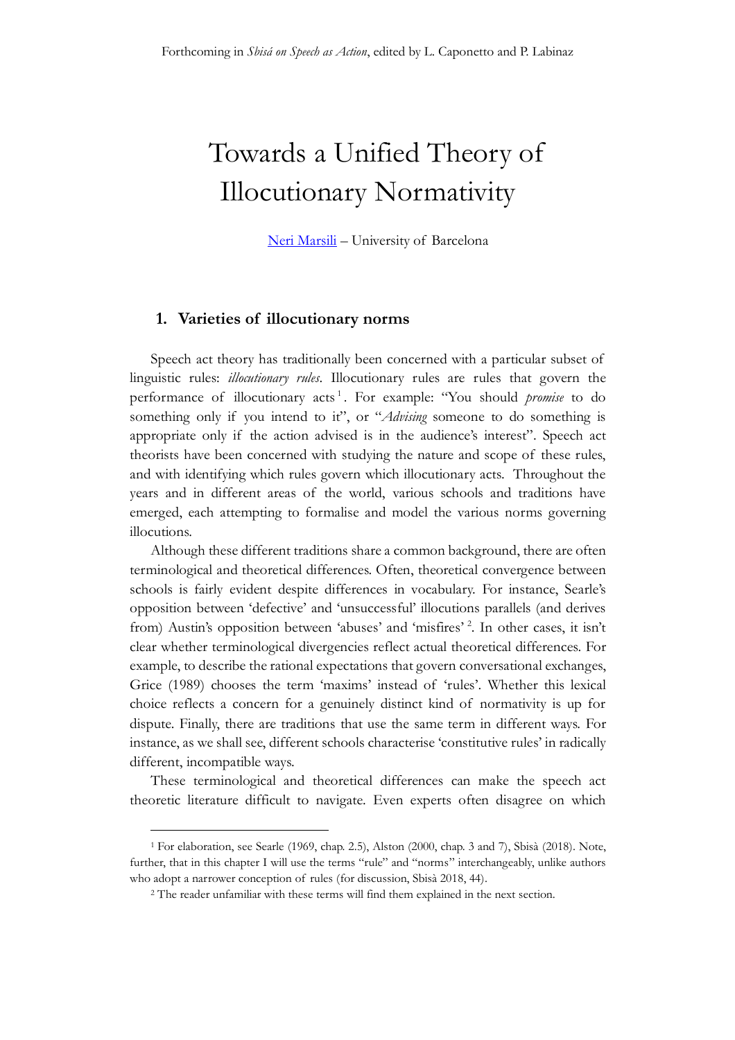Forthcoming in *Sbisá on Speech as Action*, edited by L. Caponetto and P. Labinaz

# Towards a Unified Theory of Illocutionary Normativity

Neri Marsili – University of Barcelona

## 1. Varieties of illocutionary norms

Speech act theory has traditionally been concerned with a particular subset of linguistic rules: *illocutionary rules*. Illocutionary rules are rules that govern the performance of illocutionary acts[1]. For example: "You should *promise* to do something only if you intend to it", or "*Advising* someone to do something is appropriate only if the action advised is in the audience's interest". Speech act theorists have been concerned with studying the nature and scope of these rules, and with identifying which rules govern which illocutionary acts. Throughout the years and in different areas of the world, various schools and traditions have emerged, each attempting to formalise and model the various norms governing illocutions.

Although these different traditions share a common background, there are often terminological and theoretical differences. Often, theoretical convergence between schools is fairly evident despite differences in vocabulary. For instance, Searle's opposition between 'defective' and 'unsuccessful' illocutions parallels (and derives from) Austin's opposition between 'abuses' and 'misfires'[2]. In other cases, it isn't clear whether terminological divergencies reflect actual theoretical differences. For example, to describe the rational expectations that govern conversational exchanges, Grice (1989) chooses the term 'maxims' instead of 'rules'. Whether this lexical choice reflects a concern for a genuinely distinct kind of normativity is up for dispute. Finally, there are traditions that use the same term in different ways. For instance, as we shall see, different schools characterise 'constitutive rules' in radically different, incompatible ways.

These terminological and theoretical differences can make the speech act theoretic literature difficult to navigate. Even experts often disagree on which

---

[1] For elaboration, see Searle (1969, chap. 2.5), Alston (2000, chap. 3 and 7), Sbisà (2018). Note, further, that in this chapter I will use the terms "rule" and "norms" interchangeably, unlike authors who adopt a narrower conception of rules (for discussion, Sbisà 2018, 44).

[2] The reader unfamiliar with these terms will find them explained in the next section.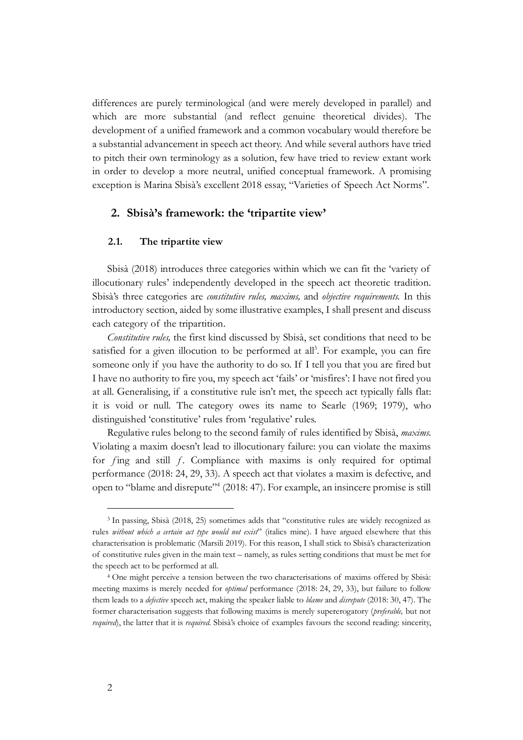differences are purely terminological (and were merely developed in parallel) and which are more substantial (and reflect genuine theoretical divides). The development of a unified framework and a common vocabulary would therefore be a substantial advancement in speech act theory. And while several authors have tried to pitch their own terminology as a solution, few have tried to review extant work in order to develop a more neutral, unified conceptual framework. A promising exception is Marina Sbisà's excellent 2018 essay, "Varieties of Speech Act Norms".

## 2. Sbisà's framework: the 'tripartite view'

### 2.1. The tripartite view

Sbisà (2018) introduces three categories within which we can fit the 'variety of illocutionary rules' independently developed in the speech act theoretic tradition. Sbisà's three categories are *constitutive rules, maxims,* and *objective requirements.* In this introductory section, aided by some illustrative examples, I shall present and discuss each category of the tripartition.

*Constitutive rules,* the first kind discussed by Sbisà, set conditions that need to be satisfied for a given illocution to be performed at all[3]. For example, you can fire someone only if you have the authority to do so. If I tell you that you are fired but I have no authority to fire you, my speech act 'fails' or 'misfires': I have not fired you at all. Generalising, if a constitutive rule isn't met, the speech act typically falls flat: it is void or null. The category owes its name to Searle (1969; 1979), who distinguished 'constitutive' rules from 'regulative' rules.

Regulative rules belong to the second family of rules identified by Sbisà, *maxims*. Violating a maxim doesn't lead to illocutionary failure: you can violate the maxims for $f$ing and still $f$. Compliance with maxims is only required for optimal performance (2018: 24, 29, 33). A speech act that violates a maxim is defective, and open to "blame and disrepute"[4] (2018: 47). For example, an insincere promise is still

---

[3] In passing, Sbisà (2018, 25) sometimes adds that "constitutive rules are widely recognized as rules *without which a certain act type would not exist*" (italics mine). I have argued elsewhere that this characterisation is problematic (Marsili 2019). For this reason, I shall stick to Sbisà's characterization of constitutive rules given in the main text – namely, as rules setting conditions that must be met for the speech act to be performed at all.

[4] One might perceive a tension between the two characterisations of maxims offered by Sbisà: meeting maxims is merely needed for *optimal* performance (2018: 24, 29, 33), but failure to follow them leads to a *defective* speech act, making the speaker liable to *blame* and *disrepute* (2018: 30, 47). The former characterisation suggests that following maxims is merely supererogatory (*preferable,* but not *required*), the latter that it is *required.* Sbisà's choice of examples favours the second reading: sincerity,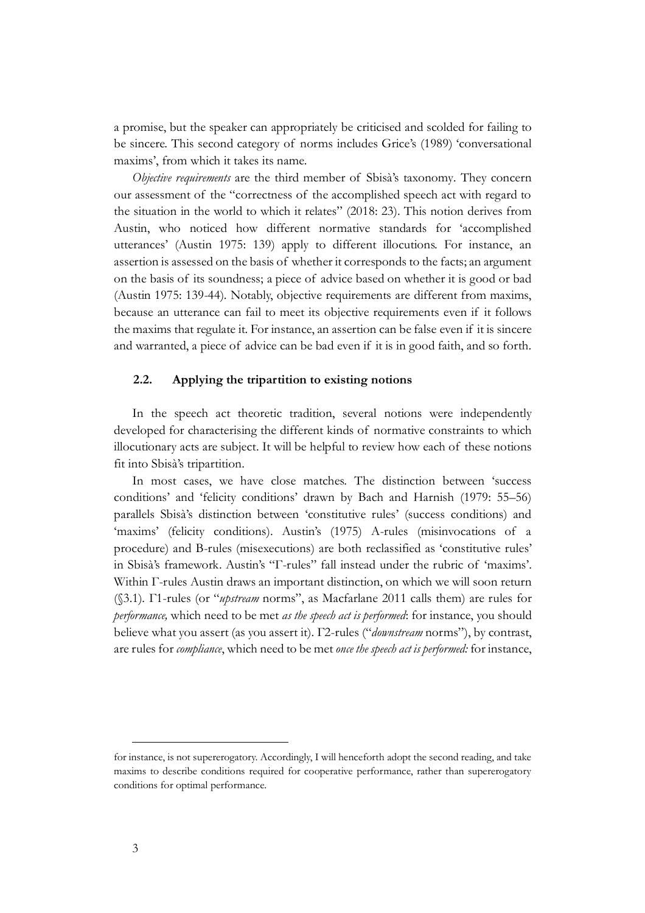a promise, but the speaker can appropriately be criticised and scolded for failing to be sincere. This second category of norms includes Grice's (1989) 'conversational maxims', from which it takes its name.

*Objective requirements* are the third member of Sbisà's taxonomy. They concern our assessment of the "correctness of the accomplished speech act with regard to the situation in the world to which it relates" (2018: 23). This notion derives from Austin, who noticed how different normative standards for 'accomplished utterances' (Austin 1975: 139) apply to different illocutions. For instance, an assertion is assessed on the basis of whether it corresponds to the facts; an argument on the basis of its soundness; a piece of advice based on whether it is good or bad (Austin 1975: 139-44). Notably, objective requirements are different from maxims, because an utterance can fail to meet its objective requirements even if it follows the maxims that regulate it. For instance, an assertion can be false even if it is sincere and warranted, a piece of advice can be bad even if it is in good faith, and so forth.

### 2.2. Applying the tripartition to existing notions

In the speech act theoretic tradition, several notions were independently developed for characterising the different kinds of normative constraints to which illocutionary acts are subject. It will be helpful to review how each of these notions fit into Sbisà's tripartition.

In most cases, we have close matches. The distinction between 'success conditions' and 'felicity conditions' drawn by Bach and Harnish (1979: 55–56) parallels Sbisà's distinction between 'constitutive rules' (success conditions) and 'maxims' (felicity conditions). Austin's (1975) A-rules (misinvocations of a procedure) and B-rules (misexecutions) are both reclassified as 'constitutive rules' in Sbisà's framework. Austin's "Γ-rules" fall instead under the rubric of 'maxims'. Within Γ-rules Austin draws an important distinction, on which we will soon return (§3.1). Γ1-rules (or "*upstream* norms", as Macfarlane 2011 calls them) are rules for *performance,* which need to be met *as the speech act is performed*: for instance, you should believe what you assert (as you assert it). Γ2-rules ("*downstream* norms"), by contrast, are rules for *compliance*, which need to be met *once the speech act is performed:* for instance,

---

for instance, is not supererogatory. Accordingly, I will henceforth adopt the second reading, and take maxims to describe conditions required for cooperative performance, rather than supererogatory conditions for optimal performance.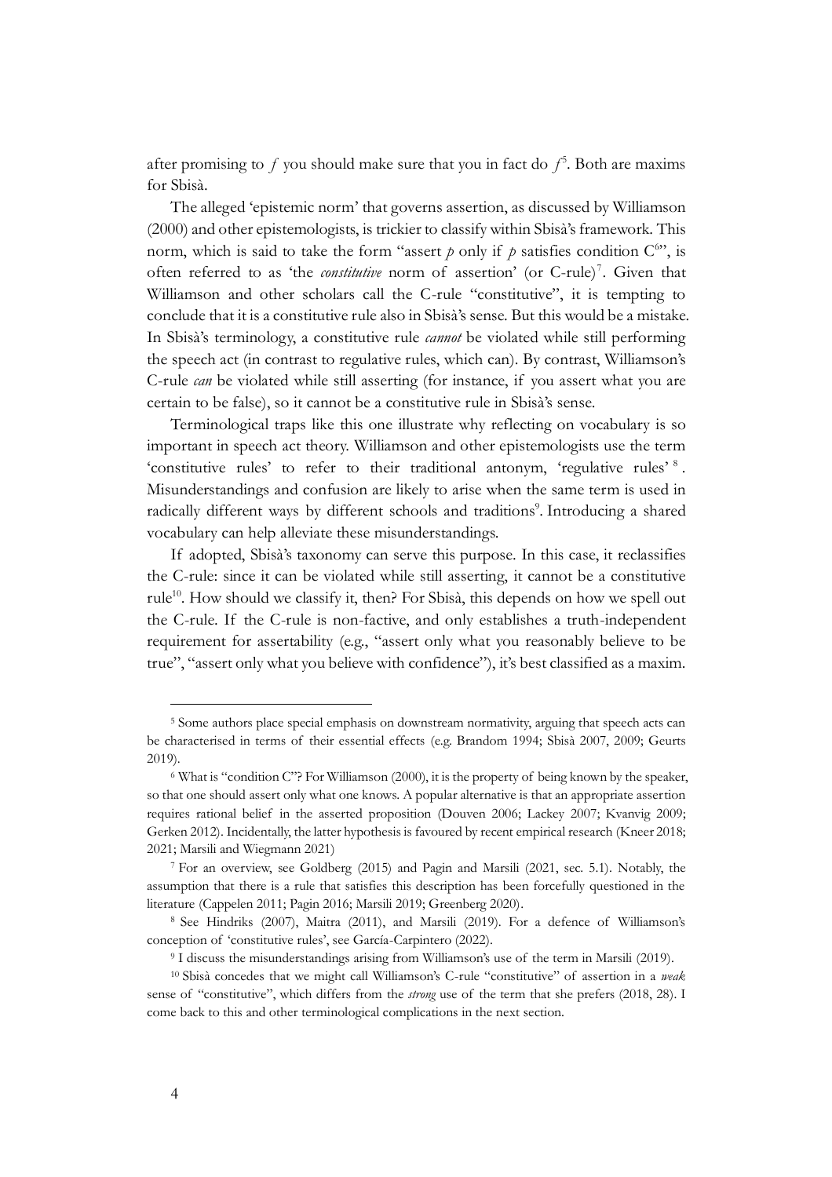after promising to *f* you should make sure that you in fact do *f*[5]. Both are maxims for Sbisà.

The alleged 'epistemic norm' that governs assertion, as discussed by Williamson (2000) and other epistemologists, is trickier to classify within Sbisà's framework. This norm, which is said to take the form "assert *p* only if *p* satisfies condition C[6]", is often referred to as 'the *constitutive* norm of assertion' (or C-rule)[7]. Given that Williamson and other scholars call the C-rule "constitutive", it is tempting to conclude that it is a constitutive rule also in Sbisà's sense. But this would be a mistake. In Sbisà's terminology, a constitutive rule *cannot* be violated while still performing the speech act (in contrast to regulative rules, which can). By contrast, Williamson's C-rule *can* be violated while still asserting (for instance, if you assert what you are certain to be false), so it cannot be a constitutive rule in Sbisà's sense.

Terminological traps like this one illustrate why reflecting on vocabulary is so important in speech act theory. Williamson and other epistemologists use the term 'constitutive rules' to refer to their traditional antonym, 'regulative rules'[8]. Misunderstandings and confusion are likely to arise when the same term is used in radically different ways by different schools and traditions[9]. Introducing a shared vocabulary can help alleviate these misunderstandings.

If adopted, Sbisà's taxonomy can serve this purpose. In this case, it reclassifies the C-rule: since it can be violated while still asserting, it cannot be a constitutive rule[10]. How should we classify it, then? For Sbisà, this depends on how we spell out the C-rule. If the C-rule is non-factive, and only establishes a truth-independent requirement for assertability (e.g., "assert only what you reasonably believe to be true", "assert only what you believe with confidence"), it's best classified as a maxim.

---

[5] Some authors place special emphasis on downstream normativity, arguing that speech acts can be characterised in terms of their essential effects (e.g. Brandom 1994; Sbisà 2007, 2009; Geurts 2019).

[6] What is "condition C"? For Williamson (2000), it is the property of being known by the speaker, so that one should assert only what one knows. A popular alternative is that an appropriate assertion requires rational belief in the asserted proposition (Douven 2006; Lackey 2007; Kvanvig 2009; Gerken 2012). Incidentally, the latter hypothesis is favoured by recent empirical research (Kneer 2018; 2021; Marsili and Wiegmann 2021)

[7] For an overview, see Goldberg (2015) and Pagin and Marsili (2021, sec. 5.1). Notably, the assumption that there is a rule that satisfies this description has been forcefully questioned in the literature (Cappelen 2011; Pagin 2016; Marsili 2019; Greenberg 2020).

[8] See Hindriks (2007), Maitra (2011), and Marsili (2019). For a defence of Williamson's conception of 'constitutive rules', see García-Carpintero (2022).

[9] I discuss the misunderstandings arising from Williamson's use of the term in Marsili (2019).

[10] Sbisà concedes that we might call Williamson's C-rule "constitutive" of assertion in a *weak* sense of "constitutive", which differs from the *strong* use of the term that she prefers (2018, 28). I come back to this and other terminological complications in the next section.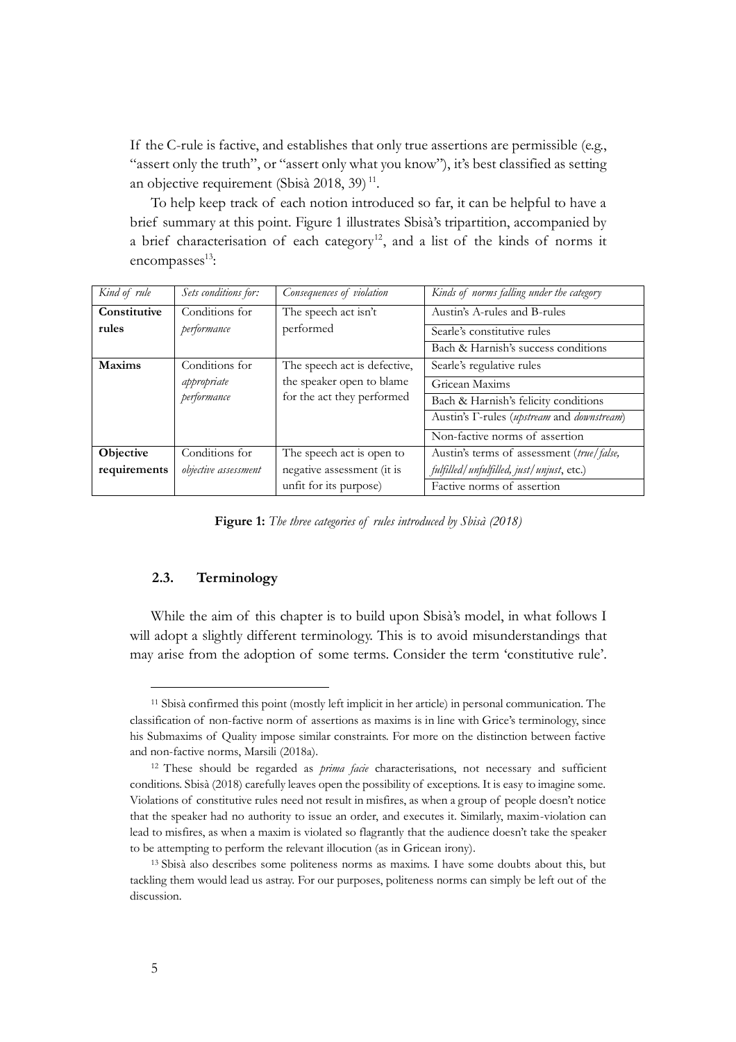If the C-rule is factive, and establishes that only true assertions are permissible (e.g., "assert only the truth", or "assert only what you know"), it's best classified as setting an objective requirement (Sbisà 2018, 39)[11].

To help keep track of each notion introduced so far, it can be helpful to have a brief summary at this point. Figure 1 illustrates Sbisà's tripartition, accompanied by a brief characterisation of each category[12], and a list of the kinds of norms it encompasses[13]:

| *Kind of rule* | *Sets conditions for:* | *Consequences of violation* | *Kinds of norms falling under the category* |
|---|---|---|---|
| **Constitutive rules** | Conditions for *performance* | The speech act isn't performed | Austin's A-rules and B-rules |
| | | | Searle's constitutive rules |
| | | | Bach & Harnish's success conditions |
| **Maxims** | Conditions for *appropriate performance* | The speech act is defective, the speaker open to blame for the act they performed | Searle's regulative rules |
| | | | Gricean Maxims |
| | | | Bach & Harnish's felicity conditions |
| | | | Austin's Γ-rules (*upstream* and *downstream*) |
| | | | Non-factive norms of assertion |
| **Objective requirements** | Conditions for *objective assessment* | The speech act is open to negative assessment (it is unfit for its purpose) | Austin's terms of assessment (*true/false, fulfilled/unfulfilled, just/unjust*, etc.) |
| | | | Factive norms of assertion |

**Figure 1:** *The three categories of rules introduced by Sbisà (2018)*

### 2.3. Terminology

While the aim of this chapter is to build upon Sbisà's model, in what follows I will adopt a slightly different terminology. This is to avoid misunderstandings that may arise from the adoption of some terms. Consider the term 'constitutive rule'.

---

[11] Sbisà confirmed this point (mostly left implicit in her article) in personal communication. The classification of non-factive norm of assertions as maxims is in line with Grice's terminology, since his Submaxims of Quality impose similar constraints. For more on the distinction between factive and non-factive norms, Marsili (2018a).

[12] These should be regarded as *prima facie* characterisations, not necessary and sufficient conditions. Sbisà (2018) carefully leaves open the possibility of exceptions. It is easy to imagine some. Violations of constitutive rules need not result in misfires, as when a group of people doesn't notice that the speaker had no authority to issue an order, and executes it. Similarly, maxim-violation can lead to misfires, as when a maxim is violated so flagrantly that the audience doesn't take the speaker to be attempting to perform the relevant illocution (as in Gricean irony).

[13] Sbisà also describes some politeness norms as maxims. I have some doubts about this, but tackling them would lead us astray. For our purposes, politeness norms can simply be left out of the discussion.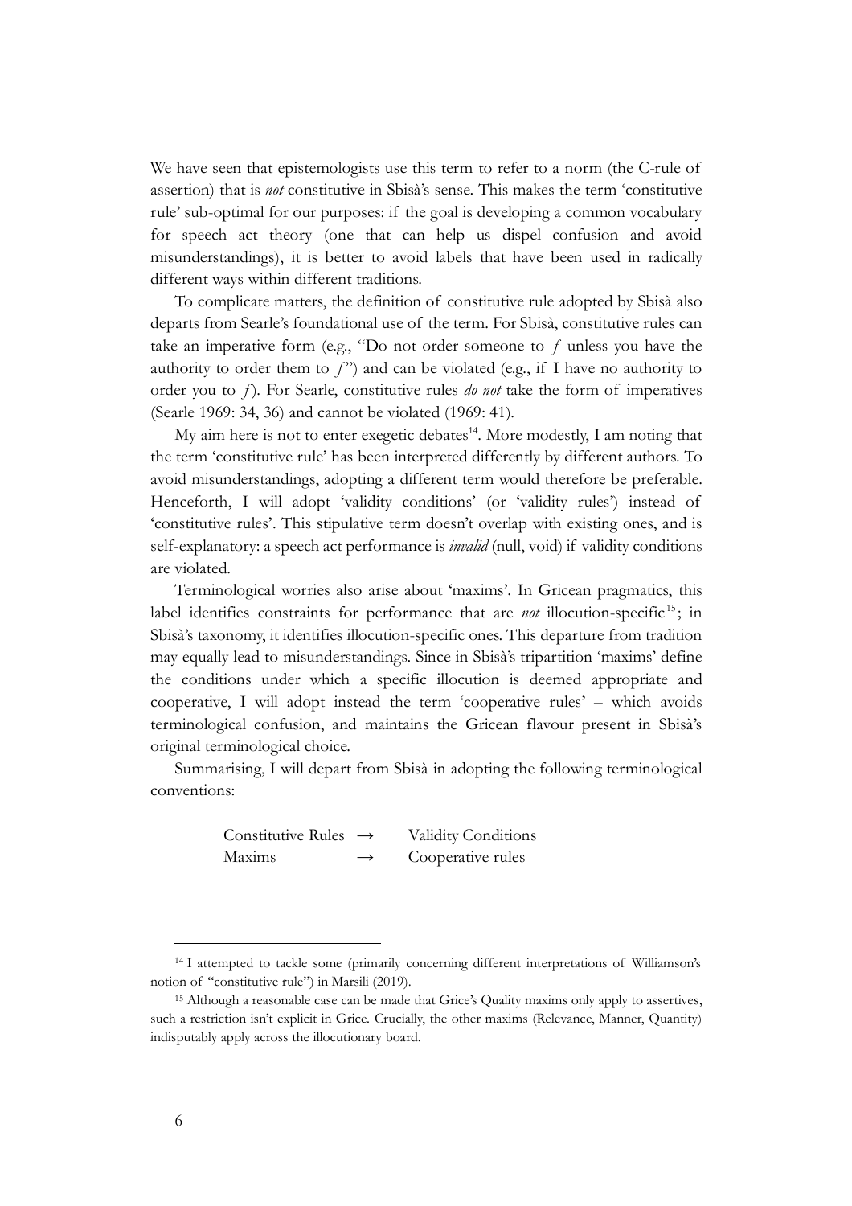We have seen that epistemologists use this term to refer to a norm (the C-rule of assertion) that is *not* constitutive in Sbisà's sense. This makes the term 'constitutive rule' sub-optimal for our purposes: if the goal is developing a common vocabulary for speech act theory (one that can help us dispel confusion and avoid misunderstandings), it is better to avoid labels that have been used in radically different ways within different traditions.

To complicate matters, the definition of constitutive rule adopted by Sbisà also departs from Searle's foundational use of the term. For Sbisà, constitutive rules can take an imperative form (e.g., "Do not order someone to *f* unless you have the authority to order them to *f*") and can be violated (e.g., if I have no authority to order you to *f*). For Searle, constitutive rules *do not* take the form of imperatives (Searle 1969: 34, 36) and cannot be violated (1969: 41).

My aim here is not to enter exegetic debates[14]. More modestly, I am noting that the term 'constitutive rule' has been interpreted differently by different authors. To avoid misunderstandings, adopting a different term would therefore be preferable. Henceforth, I will adopt 'validity conditions' (or 'validity rules') instead of 'constitutive rules'. This stipulative term doesn't overlap with existing ones, and is self-explanatory: a speech act performance is *invalid* (null, void) if validity conditions are violated.

Terminological worries also arise about 'maxims'. In Gricean pragmatics, this label identifies constraints for performance that are *not* illocution-specific[15]; in Sbisà's taxonomy, it identifies illocution-specific ones. This departure from tradition may equally lead to misunderstandings. Since in Sbisà's tripartition 'maxims' define the conditions under which a specific illocution is deemed appropriate and cooperative, I will adopt instead the term 'cooperative rules' – which avoids terminological confusion, and maintains the Gricean flavour present in Sbisà's original terminological choice.

Summarising, I will depart from Sbisà in adopting the following terminological conventions:

| | | |
|---|---|---|
| Constitutive Rules | → | Validity Conditions |
| Maxims | → | Cooperative rules |

---

[14] I attempted to tackle some (primarily concerning different interpretations of Williamson's notion of "constitutive rule") in Marsili (2019).

[15] Although a reasonable case can be made that Grice's Quality maxims only apply to assertives, such a restriction isn't explicit in Grice. Crucially, the other maxims (Relevance, Manner, Quantity) indisputably apply across the illocutionary board.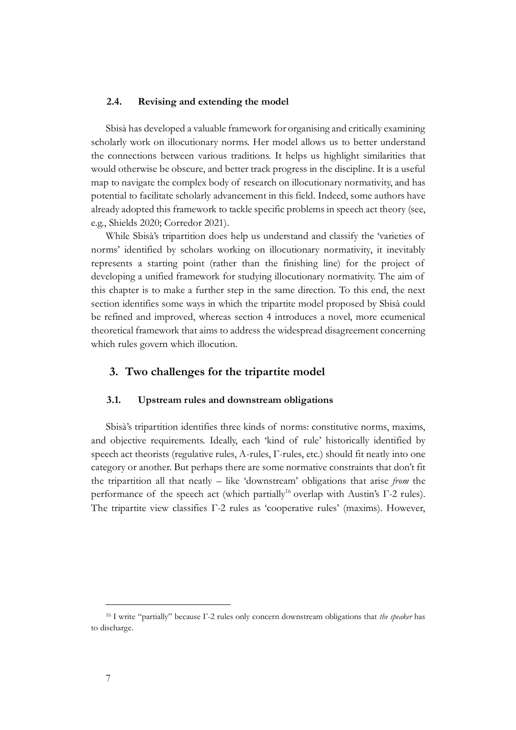### 2.4. Revising and extending the model

Sbisà has developed a valuable framework for organising and critically examining scholarly work on illocutionary norms. Her model allows us to better understand the connections between various traditions. It helps us highlight similarities that would otherwise be obscure, and better track progress in the discipline. It is a useful map to navigate the complex body of research on illocutionary normativity, and has potential to facilitate scholarly advancement in this field. Indeed, some authors have already adopted this framework to tackle specific problems in speech act theory (see, e.g., Shields 2020; Corredor 2021).

While Sbisà's tripartition does help us understand and classify the 'varieties of norms' identified by scholars working on illocutionary normativity, it inevitably represents a starting point (rather than the finishing line) for the project of developing a unified framework for studying illocutionary normativity. The aim of this chapter is to make a further step in the same direction. To this end, the next section identifies some ways in which the tripartite model proposed by Sbisà could be refined and improved, whereas section 4 introduces a novel, more ecumenical theoretical framework that aims to address the widespread disagreement concerning which rules govern which illocution.

## 3. Two challenges for the tripartite model

### 3.1. Upstream rules and downstream obligations

Sbisà's tripartition identifies three kinds of norms: constitutive norms, maxims, and objective requirements. Ideally, each 'kind of rule' historically identified by speech act theorists (regulative rules, A-rules, Γ-rules, etc.) should fit neatly into one category or another. But perhaps there are some normative constraints that don't fit the tripartition all that neatly – like 'downstream' obligations that arise *from* the performance of the speech act (which partially[16] overlap with Austin's Γ-2 rules). The tripartite view classifies Γ-2 rules as 'cooperative rules' (maxims). However,

[16] I write "partially" because Γ-2 rules only concern downstream obligations that *the speaker* has to discharge.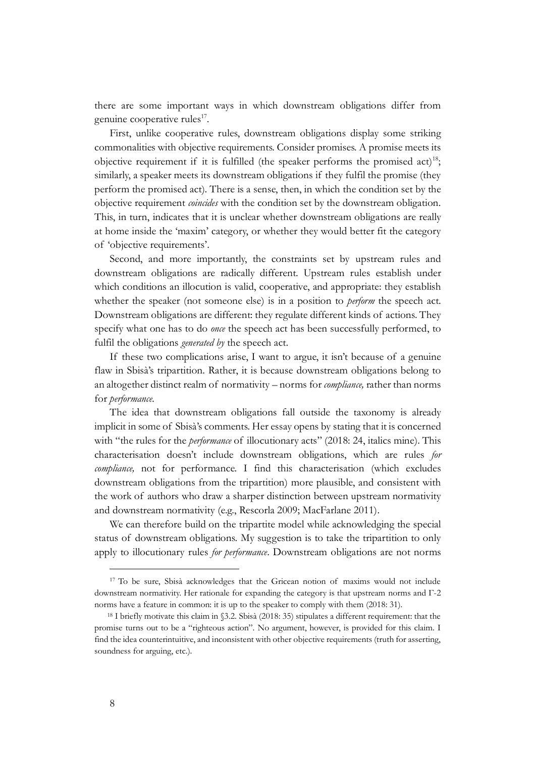there are some important ways in which downstream obligations differ from genuine cooperative rules[17].

First, unlike cooperative rules, downstream obligations display some striking commonalities with objective requirements. Consider promises. A promise meets its objective requirement if it is fulfilled (the speaker performs the promised act)[18]; similarly, a speaker meets its downstream obligations if they fulfil the promise (they perform the promised act). There is a sense, then, in which the condition set by the objective requirement *coincides* with the condition set by the downstream obligation. This, in turn, indicates that it is unclear whether downstream obligations are really at home inside the 'maxim' category, or whether they would better fit the category of 'objective requirements'.

Second, and more importantly, the constraints set by upstream rules and downstream obligations are radically different. Upstream rules establish under which conditions an illocution is valid, cooperative, and appropriate: they establish whether the speaker (not someone else) is in a position to *perform* the speech act. Downstream obligations are different: they regulate different kinds of actions. They specify what one has to do *once* the speech act has been successfully performed, to fulfil the obligations *generated by* the speech act.

If these two complications arise, I want to argue, it isn't because of a genuine flaw in Sbisà's tripartition. Rather, it is because downstream obligations belong to an altogether distinct realm of normativity – norms for *compliance,* rather than norms for *performance*.

The idea that downstream obligations fall outside the taxonomy is already implicit in some of Sbisà's comments. Her essay opens by stating that it is concerned with "the rules for the *performance* of illocutionary acts" (2018: 24, italics mine). This characterisation doesn't include downstream obligations, which are rules *for compliance,* not for performance. I find this characterisation (which excludes downstream obligations from the tripartition) more plausible, and consistent with the work of authors who draw a sharper distinction between upstream normativity and downstream normativity (e.g., Rescorla 2009; MacFarlane 2011).

We can therefore build on the tripartite model while acknowledging the special status of downstream obligations. My suggestion is to take the tripartition to only apply to illocutionary rules *for performance*. Downstream obligations are not norms

[17] To be sure, Sbisà acknowledges that the Gricean notion of maxims would not include downstream normativity. Her rationale for expanding the category is that upstream norms and Γ-2 norms have a feature in common: it is up to the speaker to comply with them (2018: 31).

[18] I briefly motivate this claim in §3.2. Sbisà (2018: 35) stipulates a different requirement: that the promise turns out to be a "righteous action". No argument, however, is provided for this claim. I find the idea counterintuitive, and inconsistent with other objective requirements (truth for asserting, soundness for arguing, etc.).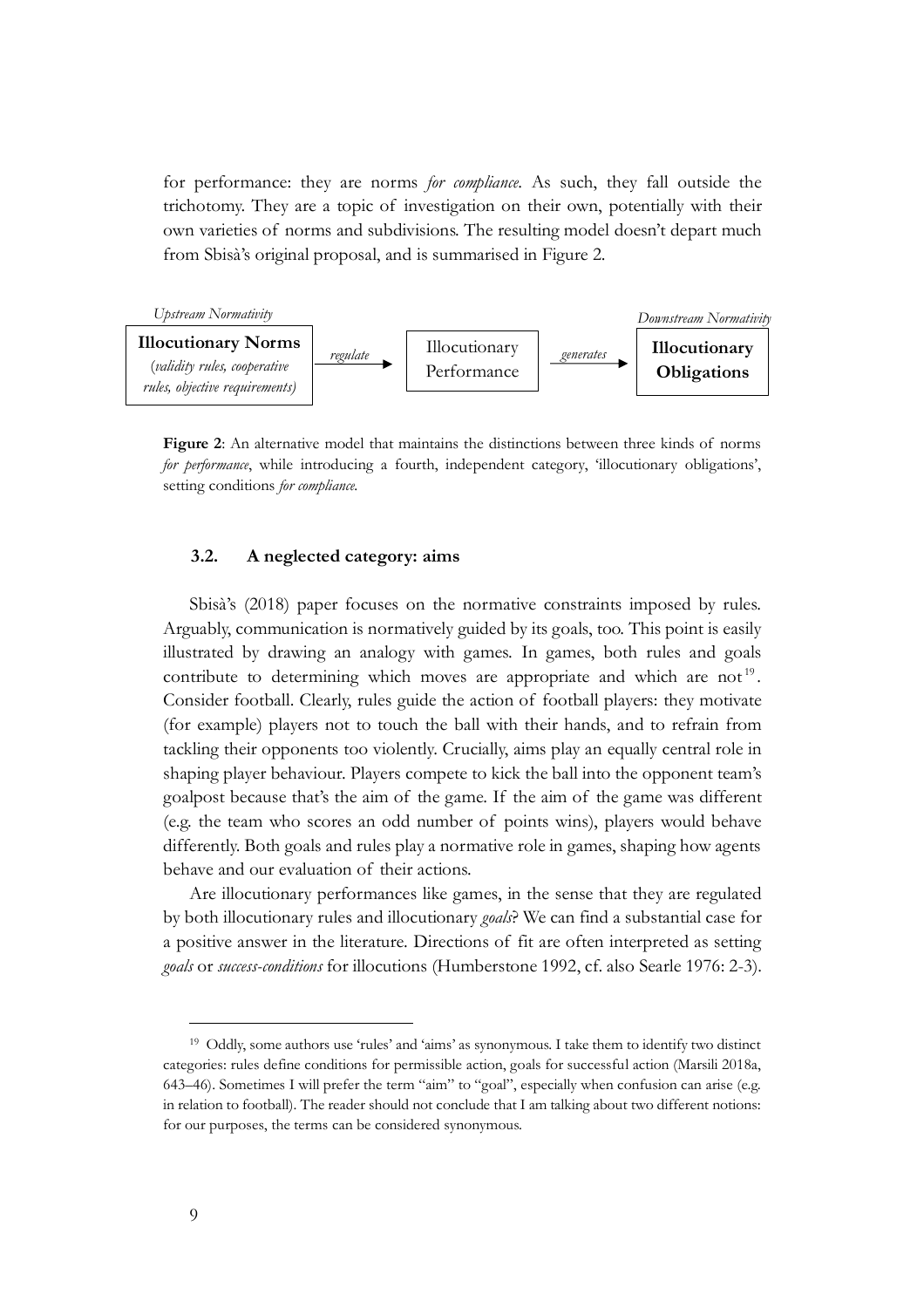for performance: they are norms *for compliance*. As such, they fall outside the trichotomy. They are a topic of investigation on their own, potentially with their own varieties of norms and subdivisions. The resulting model doesn't depart much from Sbisà's original proposal, and is summarised in Figure 2.

*Upstream Normativity* | *Downstream Normativity*

**Illocutionary Norms** (*validity rules, cooperative rules, objective requirements)* —*regulate*→ Illocutionary Performance —*generates*→ **Illocutionary Obligations**

**Figure 2**: An alternative model that maintains the distinctions between three kinds of norms *for performance*, while introducing a fourth, independent category, 'illocutionary obligations', setting conditions *for compliance*.

### 3.2. A neglected category: aims

Sbisà's (2018) paper focuses on the normative constraints imposed by rules. Arguably, communication is normatively guided by its goals, too. This point is easily illustrated by drawing an analogy with games. In games, both rules and goals contribute to determining which moves are appropriate and which are not[19]. Consider football. Clearly, rules guide the action of football players: they motivate (for example) players not to touch the ball with their hands, and to refrain from tackling their opponents too violently. Crucially, aims play an equally central role in shaping player behaviour. Players compete to kick the ball into the opponent team's goalpost because that's the aim of the game. If the aim of the game was different (e.g. the team who scores an odd number of points wins), players would behave differently. Both goals and rules play a normative role in games, shaping how agents behave and our evaluation of their actions.

Are illocutionary performances like games, in the sense that they are regulated by both illocutionary rules and illocutionary *goals*? We can find a substantial case for a positive answer in the literature. Directions of fit are often interpreted as setting *goals* or *success-conditions* for illocutions (Humberstone 1992, cf. also Searle 1976: 2-3).

[19] Oddly, some authors use 'rules' and 'aims' as synonymous. I take them to identify two distinct categories: rules define conditions for permissible action, goals for successful action (Marsili 2018a, 643–46). Sometimes I will prefer the term "aim" to "goal", especially when confusion can arise (e.g. in relation to football). The reader should not conclude that I am talking about two different notions: for our purposes, the terms can be considered synonymous.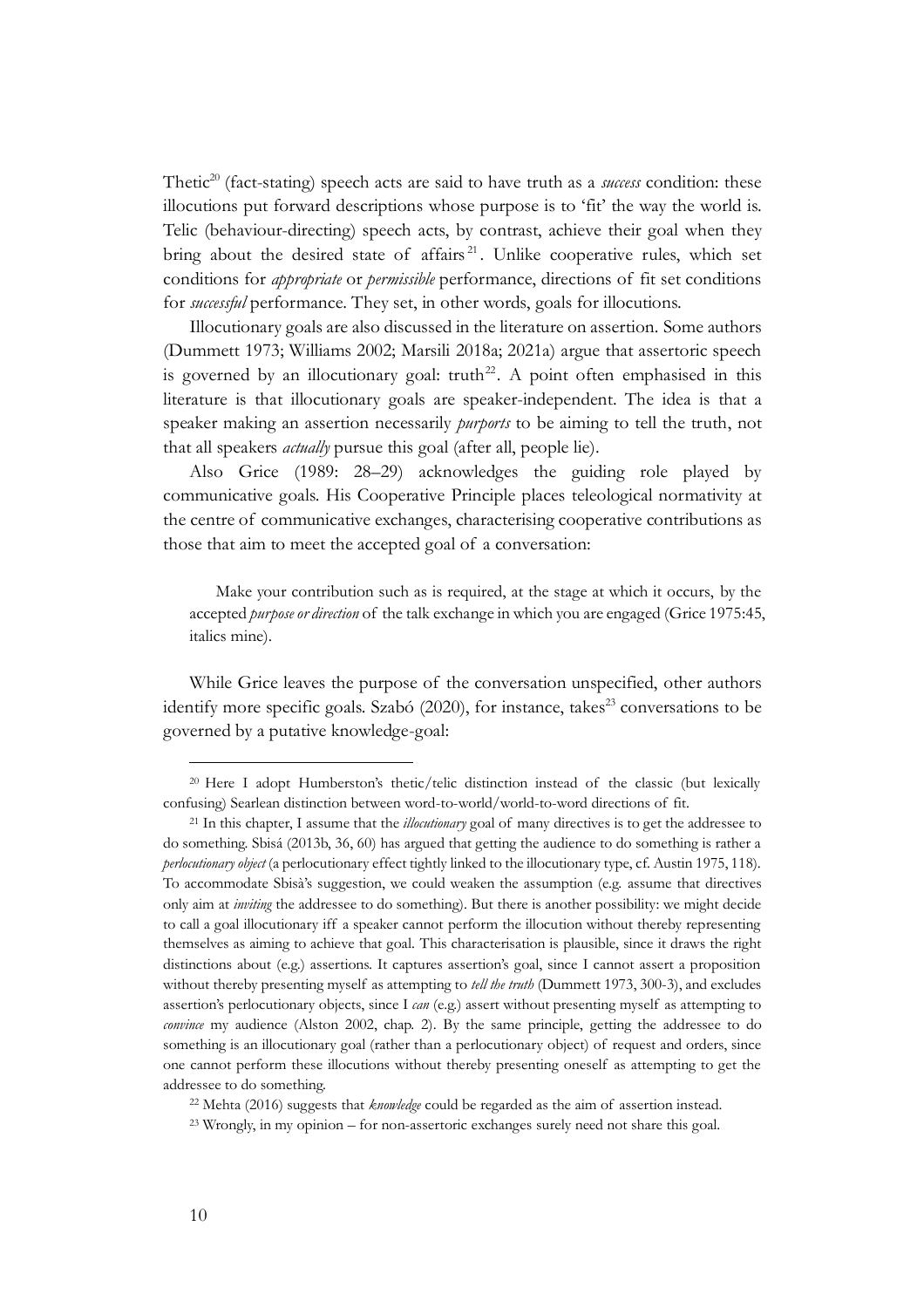Thetic[20] (fact-stating) speech acts are said to have truth as a *success* condition: these illocutions put forward descriptions whose purpose is to 'fit' the way the world is. Telic (behaviour-directing) speech acts, by contrast, achieve their goal when they bring about the desired state of affairs[21]. Unlike cooperative rules, which set conditions for *appropriate* or *permissible* performance, directions of fit set conditions for *successful* performance. They set, in other words, goals for illocutions.

Illocutionary goals are also discussed in the literature on assertion. Some authors (Dummett 1973; Williams 2002; Marsili 2018a; 2021a) argue that assertoric speech is governed by an illocutionary goal: truth[22]. A point often emphasised in this literature is that illocutionary goals are speaker-independent. The idea is that a speaker making an assertion necessarily *purports* to be aiming to tell the truth, not that all speakers *actually* pursue this goal (after all, people lie).

Also Grice (1989: 28–29) acknowledges the guiding role played by communicative goals. His Cooperative Principle places teleological normativity at the centre of communicative exchanges, characterising cooperative contributions as those that aim to meet the accepted goal of a conversation:

> Make your contribution such as is required, at the stage at which it occurs, by the accepted *purpose or direction* of the talk exchange in which you are engaged (Grice 1975:45, italics mine).

While Grice leaves the purpose of the conversation unspecified, other authors identify more specific goals. Szabó (2020), for instance, takes[23] conversations to be governed by a putative knowledge-goal:

---

[20] Here I adopt Humberston's thetic/telic distinction instead of the classic (but lexically confusing) Searlean distinction between word-to-world/world-to-word directions of fit.

[21] In this chapter, I assume that the *illocutionary* goal of many directives is to get the addressee to do something. Sbisá (2013b, 36, 60) has argued that getting the audience to do something is rather a *perlocutionary object* (a perlocutionary effect tightly linked to the illocutionary type, cf. Austin 1975, 118). To accommodate Sbisà's suggestion, we could weaken the assumption (e.g. assume that directives only aim at *inviting* the addressee to do something). But there is another possibility: we might decide to call a goal illocutionary iff a speaker cannot perform the illocution without thereby representing themselves as aiming to achieve that goal. This characterisation is plausible, since it draws the right distinctions about (e.g.) assertions. It captures assertion's goal, since I cannot assert a proposition without thereby presenting myself as attempting to *tell the truth* (Dummett 1973, 300-3), and excludes assertion's perlocutionary objects, since I *can* (e.g.) assert without presenting myself as attempting to *convince* my audience (Alston 2002, chap. 2). By the same principle, getting the addressee to do something is an illocutionary goal (rather than a perlocutionary object) of request and orders, since one cannot perform these illocutions without thereby presenting oneself as attempting to get the addressee to do something.

[22] Mehta (2016) suggests that *knowledge* could be regarded as the aim of assertion instead.

[23] Wrongly, in my opinion – for non-assertoric exchanges surely need not share this goal.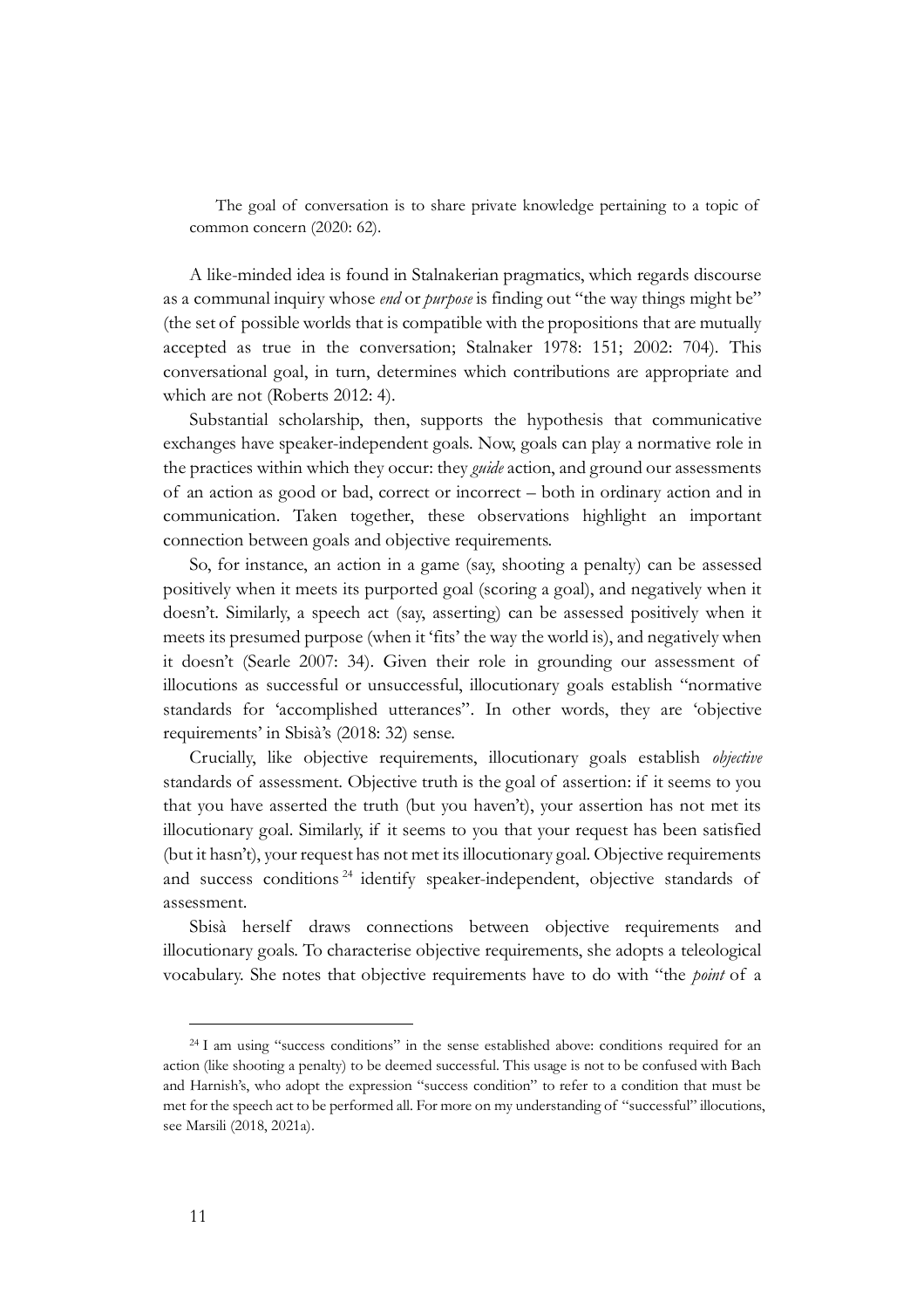> The goal of conversation is to share private knowledge pertaining to a topic of common concern (2020: 62).

A like-minded idea is found in Stalnakerian pragmatics, which regards discourse as a communal inquiry whose *end* or *purpose* is finding out "the way things might be" (the set of possible worlds that is compatible with the propositions that are mutually accepted as true in the conversation; Stalnaker 1978: 151; 2002: 704). This conversational goal, in turn, determines which contributions are appropriate and which are not (Roberts 2012: 4).

Substantial scholarship, then, supports the hypothesis that communicative exchanges have speaker-independent goals. Now, goals can play a normative role in the practices within which they occur: they *guide* action, and ground our assessments of an action as good or bad, correct or incorrect – both in ordinary action and in communication. Taken together, these observations highlight an important connection between goals and objective requirements.

So, for instance, an action in a game (say, shooting a penalty) can be assessed positively when it meets its purported goal (scoring a goal), and negatively when it doesn't. Similarly, a speech act (say, asserting) can be assessed positively when it meets its presumed purpose (when it 'fits' the way the world is), and negatively when it doesn't (Searle 2007: 34). Given their role in grounding our assessment of illocutions as successful or unsuccessful, illocutionary goals establish "normative standards for 'accomplished utterances''. In other words, they are 'objective requirements' in Sbisà's (2018: 32) sense.

Crucially, like objective requirements, illocutionary goals establish *objective* standards of assessment. Objective truth is the goal of assertion: if it seems to you that you have asserted the truth (but you haven't), your assertion has not met its illocutionary goal. Similarly, if it seems to you that your request has been satisfied (but it hasn't), your request has not met its illocutionary goal. Objective requirements and success conditions [24] identify speaker-independent, objective standards of assessment.

Sbisà herself draws connections between objective requirements and illocutionary goals. To characterise objective requirements, she adopts a teleological vocabulary. She notes that objective requirements have to do with "the *point* of a

---

[24] I am using "success conditions" in the sense established above: conditions required for an action (like shooting a penalty) to be deemed successful. This usage is not to be confused with Bach and Harnish's, who adopt the expression "success condition" to refer to a condition that must be met for the speech act to be performed all. For more on my understanding of "successful" illocutions, see Marsili (2018, 2021a).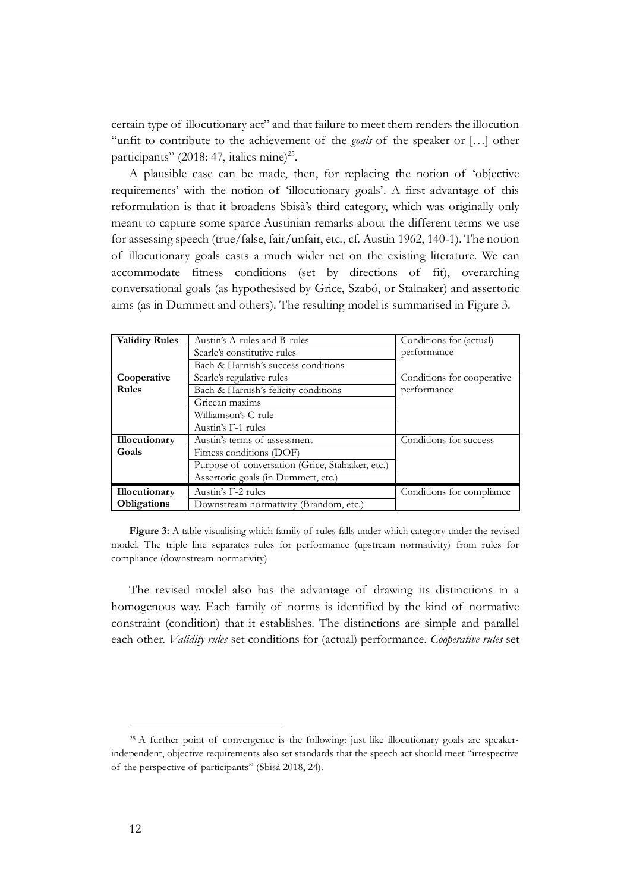certain type of illocutionary act" and that failure to meet them renders the illocution "unfit to contribute to the achievement of the *goals* of the speaker or […] other participants" (2018: 47, italics mine)[25].

A plausible case can be made, then, for replacing the notion of 'objective requirements' with the notion of 'illocutionary goals'. A first advantage of this reformulation is that it broadens Sbisà's third category, which was originally only meant to capture some sparce Austinian remarks about the different terms we use for assessing speech (true/false, fair/unfair, etc., cf. Austin 1962, 140-1). The notion of illocutionary goals casts a much wider net on the existing literature. We can accommodate fitness conditions (set by directions of fit), overarching conversational goals (as hypothesised by Grice, Szabó, or Stalnaker) and assertoric aims (as in Dummett and others). The resulting model is summarised in Figure 3.

| **Validity Rules** | Austin's A-rules and B-rules | Conditions for (actual) performance |
|---|---|---|
| | Searle's constitutive rules | |
| | Bach & Harnish's success conditions | |
| **Cooperative Rules** | Searle's regulative rules | Conditions for cooperative performance |
| | Bach & Harnish's felicity conditions | |
| | Gricean maxims | |
| | Williamson's C-rule | |
| | Austin's Γ-1 rules | |
| **Illocutionary Goals** | Austin's terms of assessment | Conditions for success |
| | Fitness conditions (DOF) | |
| | Purpose of conversation (Grice, Stalnaker, etc.) | |
| | Assertoric goals (in Dummett, etc.) | |
| **Illocutionary Obligations** | Austin's Γ-2 rules | Conditions for compliance |
| | Downstream normativity (Brandom, etc.) | |

**Figure 3:** A table visualising which family of rules falls under which category under the revised model. The triple line separates rules for performance (upstream normativity) from rules for compliance (downstream normativity)

The revised model also has the advantage of drawing its distinctions in a homogenous way. Each family of norms is identified by the kind of normative constraint (condition) that it establishes. The distinctions are simple and parallel each other. *Validity rules* set conditions for (actual) performance. *Cooperative rules* set

[25] A further point of convergence is the following: just like illocutionary goals are speaker-independent, objective requirements also set standards that the speech act should meet "irrespective of the perspective of participants" (Sbisà 2018, 24).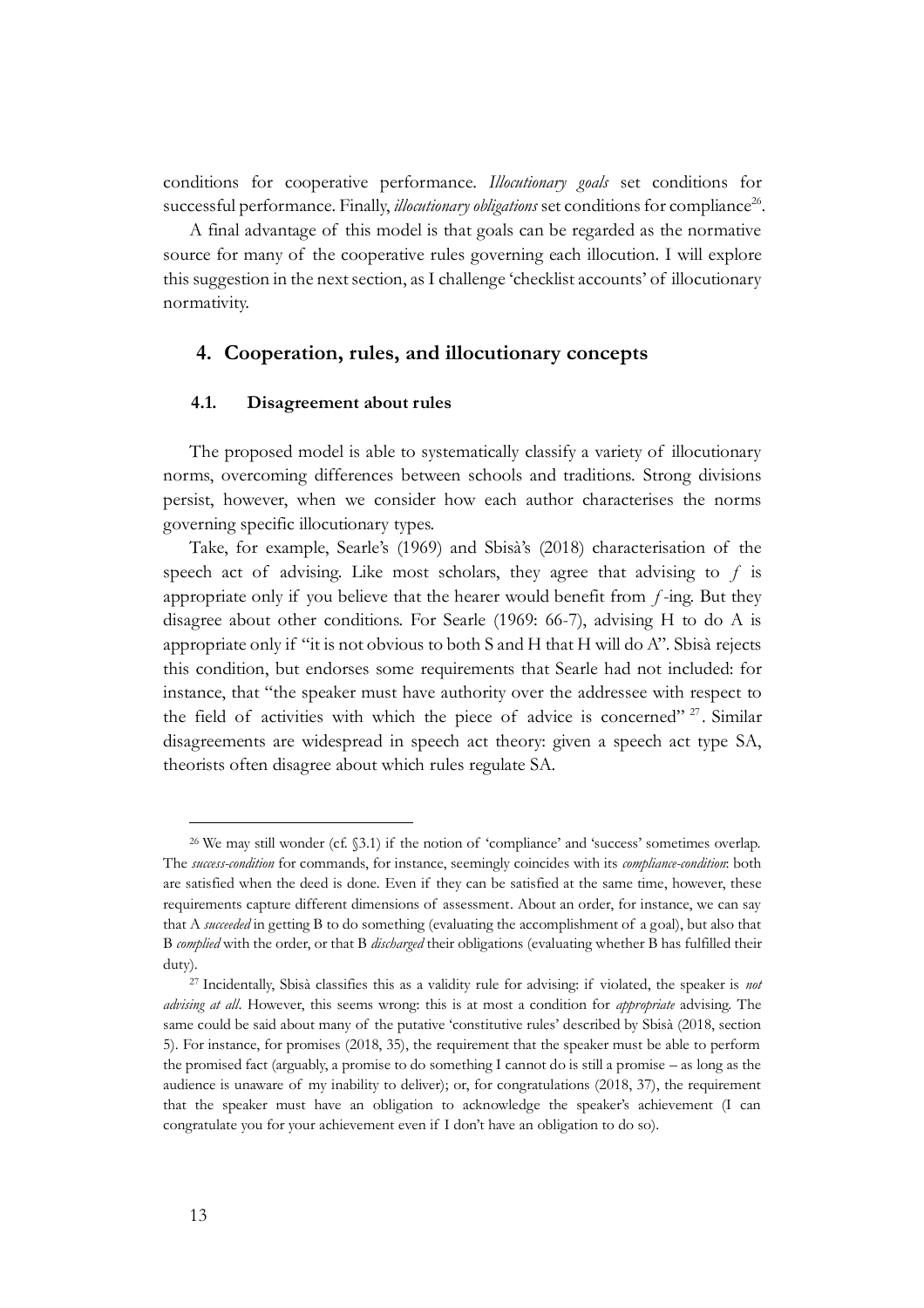conditions for cooperative performance. *Illocutionary goals* set conditions for successful performance. Finally, *illocutionary obligations* set conditions for compliance[26].

A final advantage of this model is that goals can be regarded as the normative source for many of the cooperative rules governing each illocution. I will explore this suggestion in the next section, as I challenge 'checklist accounts' of illocutionary normativity.

## 4. Cooperation, rules, and illocutionary concepts

### 4.1. Disagreement about rules

The proposed model is able to systematically classify a variety of illocutionary norms, overcoming differences between schools and traditions. Strong divisions persist, however, when we consider how each author characterises the norms governing specific illocutionary types.

Take, for example, Searle's (1969) and Sbisà's (2018) characterisation of the speech act of advising. Like most scholars, they agree that advising to *f* is appropriate only if you believe that the hearer would benefit from *f*-ing. But they disagree about other conditions. For Searle (1969: 66-7), advising H to do A is appropriate only if "it is not obvious to both S and H that H will do A". Sbisà rejects this condition, but endorses some requirements that Searle had not included: for instance, that "the speaker must have authority over the addressee with respect to the field of activities with which the piece of advice is concerned"[27]. Similar disagreements are widespread in speech act theory: given a speech act type SA, theorists often disagree about which rules regulate SA.

---

[26] We may still wonder (cf. §3.1) if the notion of 'compliance' and 'success' sometimes overlap. The *success-condition* for commands, for instance, seemingly coincides with its *compliance-condition*: both are satisfied when the deed is done. Even if they can be satisfied at the same time, however, these requirements capture different dimensions of assessment. About an order, for instance, we can say that A *succeeded* in getting B to do something (evaluating the accomplishment of a goal), but also that B *complied* with the order, or that B *discharged* their obligations (evaluating whether B has fulfilled their duty).

[27] Incidentally, Sbisà classifies this as a validity rule for advising: if violated, the speaker is *not advising at all*. However, this seems wrong: this is at most a condition for *appropriate* advising. The same could be said about many of the putative 'constitutive rules' described by Sbisà (2018, section 5). For instance, for promises (2018, 35), the requirement that the speaker must be able to perform the promised fact (arguably, a promise to do something I cannot do is still a promise – as long as the audience is unaware of my inability to deliver); or, for congratulations (2018, 37), the requirement that the speaker must have an obligation to acknowledge the speaker's achievement (I can congratulate you for your achievement even if I don't have an obligation to do so).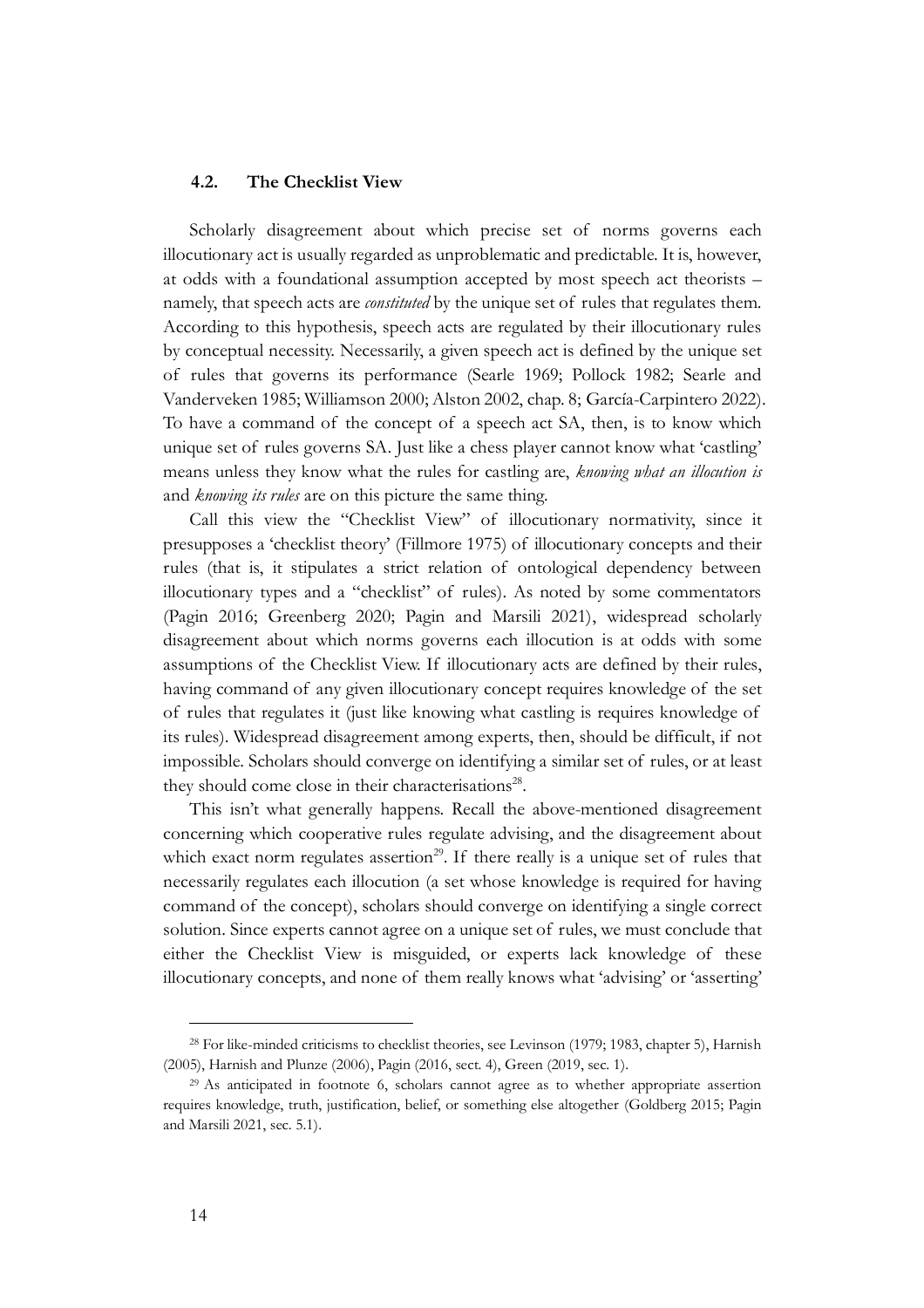### 4.2. The Checklist View

Scholarly disagreement about which precise set of norms governs each illocutionary act is usually regarded as unproblematic and predictable. It is, however, at odds with a foundational assumption accepted by most speech act theorists – namely, that speech acts are *constituted* by the unique set of rules that regulates them. According to this hypothesis, speech acts are regulated by their illocutionary rules by conceptual necessity. Necessarily, a given speech act is defined by the unique set of rules that governs its performance (Searle 1969; Pollock 1982; Searle and Vanderveken 1985; Williamson 2000; Alston 2002, chap. 8; García-Carpintero 2022). To have a command of the concept of a speech act SA, then, is to know which unique set of rules governs SA. Just like a chess player cannot know what 'castling' means unless they know what the rules for castling are, *knowing what an illocution is* and *knowing its rules* are on this picture the same thing.

Call this view the "Checklist View" of illocutionary normativity, since it presupposes a 'checklist theory' (Fillmore 1975) of illocutionary concepts and their rules (that is, it stipulates a strict relation of ontological dependency between illocutionary types and a "checklist" of rules). As noted by some commentators (Pagin 2016; Greenberg 2020; Pagin and Marsili 2021), widespread scholarly disagreement about which norms governs each illocution is at odds with some assumptions of the Checklist View. If illocutionary acts are defined by their rules, having command of any given illocutionary concept requires knowledge of the set of rules that regulates it (just like knowing what castling is requires knowledge of its rules). Widespread disagreement among experts, then, should be difficult, if not impossible. Scholars should converge on identifying a similar set of rules, or at least they should come close in their characterisations[28].

This isn't what generally happens. Recall the above-mentioned disagreement concerning which cooperative rules regulate advising, and the disagreement about which exact norm regulates assertion[29]. If there really is a unique set of rules that necessarily regulates each illocution (a set whose knowledge is required for having command of the concept), scholars should converge on identifying a single correct solution. Since experts cannot agree on a unique set of rules, we must conclude that either the Checklist View is misguided, or experts lack knowledge of these illocutionary concepts, and none of them really knows what 'advising' or 'asserting'

---

[28] For like-minded criticisms to checklist theories, see Levinson (1979; 1983, chapter 5), Harnish (2005), Harnish and Plunze (2006), Pagin (2016, sect. 4), Green (2019, sec. 1).

[29] As anticipated in footnote 6, scholars cannot agree as to whether appropriate assertion requires knowledge, truth, justification, belief, or something else altogether (Goldberg 2015; Pagin and Marsili 2021, sec. 5.1).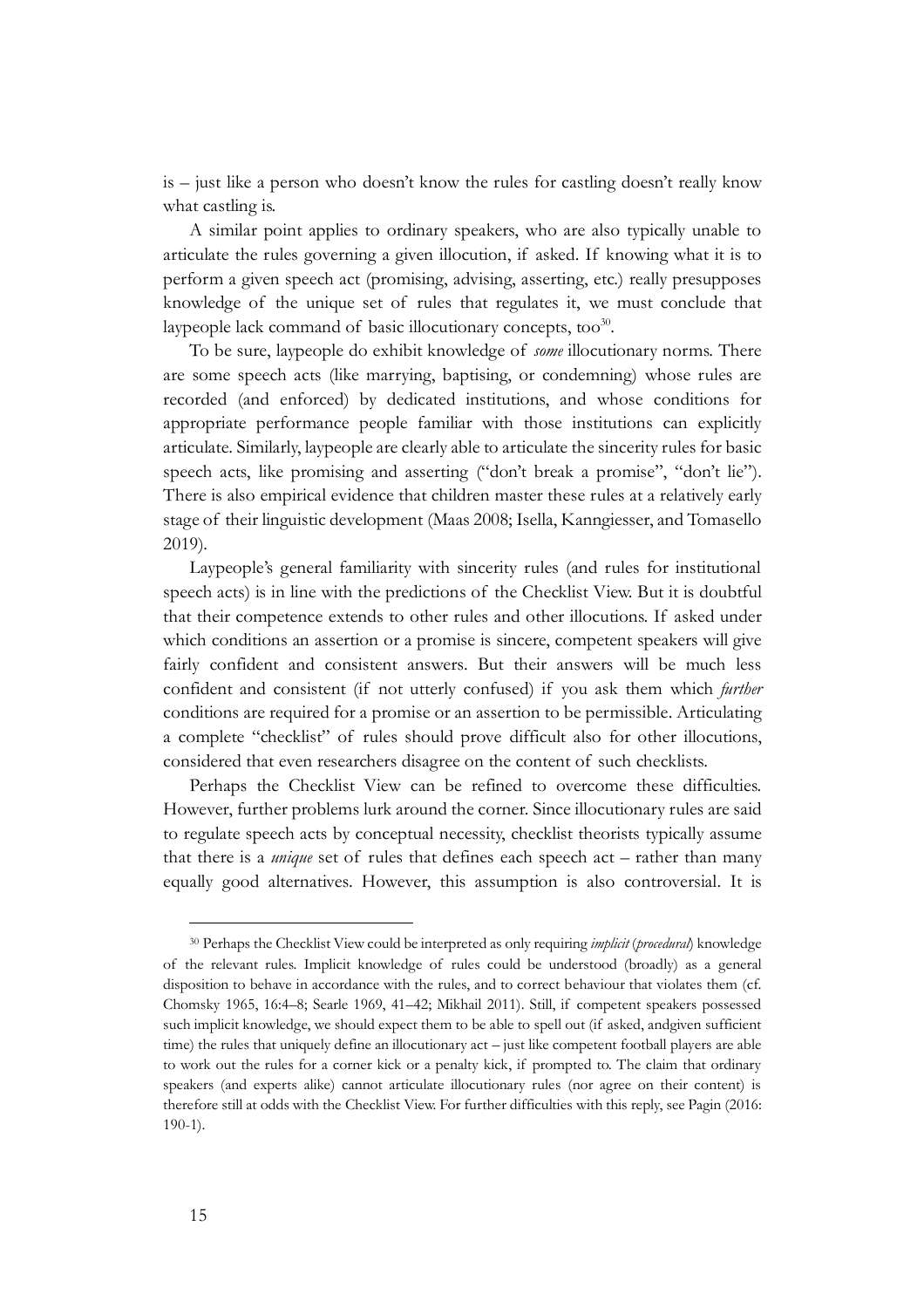is – just like a person who doesn't know the rules for castling doesn't really know what castling is.

A similar point applies to ordinary speakers, who are also typically unable to articulate the rules governing a given illocution, if asked. If knowing what it is to perform a given speech act (promising, advising, asserting, etc.) really presupposes knowledge of the unique set of rules that regulates it, we must conclude that laypeople lack command of basic illocutionary concepts, too[30].

To be sure, laypeople do exhibit knowledge of *some* illocutionary norms. There are some speech acts (like marrying, baptising, or condemning) whose rules are recorded (and enforced) by dedicated institutions, and whose conditions for appropriate performance people familiar with those institutions can explicitly articulate. Similarly, laypeople are clearly able to articulate the sincerity rules for basic speech acts, like promising and asserting ("don't break a promise", "don't lie"). There is also empirical evidence that children master these rules at a relatively early stage of their linguistic development (Maas 2008; Isella, Kanngiesser, and Tomasello 2019).

Laypeople's general familiarity with sincerity rules (and rules for institutional speech acts) is in line with the predictions of the Checklist View. But it is doubtful that their competence extends to other rules and other illocutions. If asked under which conditions an assertion or a promise is sincere, competent speakers will give fairly confident and consistent answers. But their answers will be much less confident and consistent (if not utterly confused) if you ask them which *further* conditions are required for a promise or an assertion to be permissible. Articulating a complete "checklist" of rules should prove difficult also for other illocutions, considered that even researchers disagree on the content of such checklists.

Perhaps the Checklist View can be refined to overcome these difficulties. However, further problems lurk around the corner. Since illocutionary rules are said to regulate speech acts by conceptual necessity, checklist theorists typically assume that there is a *unique* set of rules that defines each speech act – rather than many equally good alternatives. However, this assumption is also controversial. It is

---

[30] Perhaps the Checklist View could be interpreted as only requiring *implicit* (*procedural*) knowledge of the relevant rules. Implicit knowledge of rules could be understood (broadly) as a general disposition to behave in accordance with the rules, and to correct behaviour that violates them (cf. Chomsky 1965, 16:4–8; Searle 1969, 41–42; Mikhail 2011). Still, if competent speakers possessed such implicit knowledge, we should expect them to be able to spell out (if asked, andgiven sufficient time) the rules that uniquely define an illocutionary act – just like competent football players are able to work out the rules for a corner kick or a penalty kick, if prompted to. The claim that ordinary speakers (and experts alike) cannot articulate illocutionary rules (nor agree on their content) is therefore still at odds with the Checklist View. For further difficulties with this reply, see Pagin (2016: 190-1).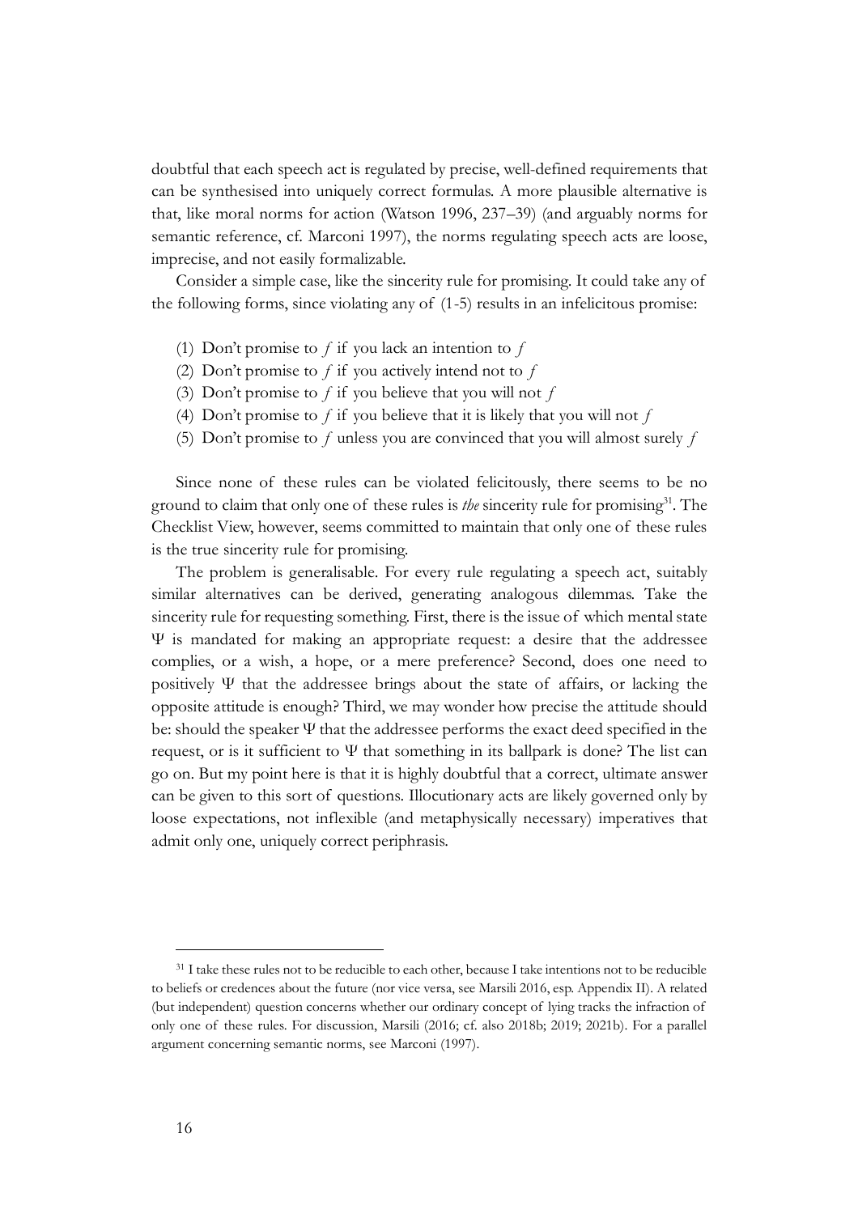doubtful that each speech act is regulated by precise, well-defined requirements that can be synthesised into uniquely correct formulas. A more plausible alternative is that, like moral norms for action (Watson 1996, 237–39) (and arguably norms for semantic reference, cf. Marconi 1997), the norms regulating speech acts are loose, imprecise, and not easily formalizable.

Consider a simple case, like the sincerity rule for promising. It could take any of the following forms, since violating any of (1-5) results in an infelicitous promise:

(1) Don't promise to *f* if you lack an intention to *f*
(2) Don't promise to *f* if you actively intend not to *f*
(3) Don't promise to *f* if you believe that you will not *f*
(4) Don't promise to *f* if you believe that it is likely that you will not *f*
(5) Don't promise to *f* unless you are convinced that you will almost surely *f*

Since none of these rules can be violated felicitously, there seems to be no ground to claim that only one of these rules is *the* sincerity rule for promising[31]. The Checklist View, however, seems committed to maintain that only one of these rules is the true sincerity rule for promising.

The problem is generalisable. For every rule regulating a speech act, suitably similar alternatives can be derived, generating analogous dilemmas. Take the sincerity rule for requesting something. First, there is the issue of which mental state Ψ is mandated for making an appropriate request: a desire that the addressee complies, or a wish, a hope, or a mere preference? Second, does one need to positively Ψ that the addressee brings about the state of affairs, or lacking the opposite attitude is enough? Third, we may wonder how precise the attitude should be: should the speaker Ψ that the addressee performs the exact deed specified in the request, or is it sufficient to Ψ that something in its ballpark is done? The list can go on. But my point here is that it is highly doubtful that a correct, ultimate answer can be given to this sort of questions. Illocutionary acts are likely governed only by loose expectations, not inflexible (and metaphysically necessary) imperatives that admit only one, uniquely correct periphrasis.

---

[31] I take these rules not to be reducible to each other, because I take intentions not to be reducible to beliefs or credences about the future (nor vice versa, see Marsili 2016, esp. Appendix II). A related (but independent) question concerns whether our ordinary concept of lying tracks the infraction of only one of these rules. For discussion, Marsili (2016; cf. also 2018b; 2019; 2021b). For a parallel argument concerning semantic norms, see Marconi (1997).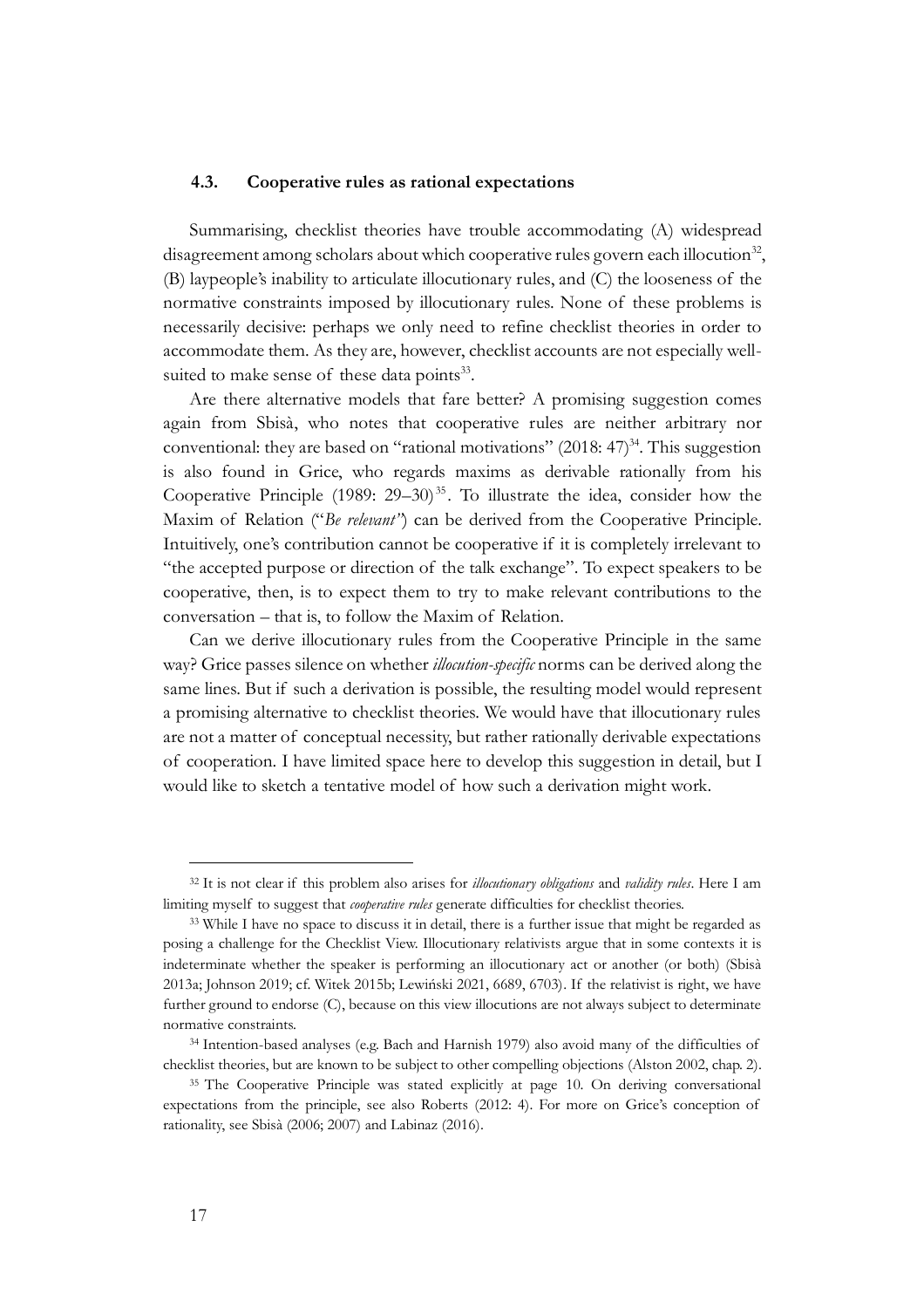### 4.3. Cooperative rules as rational expectations

Summarising, checklist theories have trouble accommodating (A) widespread disagreement among scholars about which cooperative rules govern each illocution[32], (B) laypeople's inability to articulate illocutionary rules, and (C) the looseness of the normative constraints imposed by illocutionary rules. None of these problems is necessarily decisive: perhaps we only need to refine checklist theories in order to accommodate them. As they are, however, checklist accounts are not especially well-suited to make sense of these data points[33].

Are there alternative models that fare better? A promising suggestion comes again from Sbisà, who notes that cooperative rules are neither arbitrary nor conventional: they are based on "rational motivations" (2018: 47)[34]. This suggestion is also found in Grice, who regards maxims as derivable rationally from his Cooperative Principle (1989: 29–30)[35]. To illustrate the idea, consider how the Maxim of Relation ("*Be relevant*") can be derived from the Cooperative Principle. Intuitively, one's contribution cannot be cooperative if it is completely irrelevant to "the accepted purpose or direction of the talk exchange". To expect speakers to be cooperative, then, is to expect them to try to make relevant contributions to the conversation – that is, to follow the Maxim of Relation.

Can we derive illocutionary rules from the Cooperative Principle in the same way? Grice passes silence on whether *illocution-specific* norms can be derived along the same lines. But if such a derivation is possible, the resulting model would represent a promising alternative to checklist theories. We would have that illocutionary rules are not a matter of conceptual necessity, but rather rationally derivable expectations of cooperation. I have limited space here to develop this suggestion in detail, but I would like to sketch a tentative model of how such a derivation might work.

---

[32] It is not clear if this problem also arises for *illocutionary obligations* and *validity rules*. Here I am limiting myself to suggest that *cooperative rules* generate difficulties for checklist theories.

[33] While I have no space to discuss it in detail, there is a further issue that might be regarded as posing a challenge for the Checklist View. Illocutionary relativists argue that in some contexts it is indeterminate whether the speaker is performing an illocutionary act or another (or both) (Sbisà 2013a; Johnson 2019; cf. Witek 2015b; Lewiński 2021, 6689, 6703). If the relativist is right, we have further ground to endorse (C), because on this view illocutions are not always subject to determinate normative constraints.

[34] Intention-based analyses (e.g. Bach and Harnish 1979) also avoid many of the difficulties of checklist theories, but are known to be subject to other compelling objections (Alston 2002, chap. 2).

[35] The Cooperative Principle was stated explicitly at page 10. On deriving conversational expectations from the principle, see also Roberts (2012: 4). For more on Grice's conception of rationality, see Sbisà (2006; 2007) and Labinaz (2016).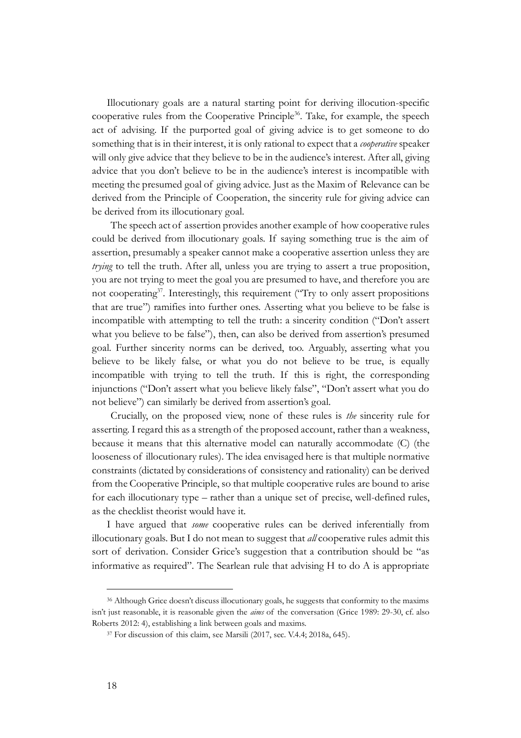Illocutionary goals are a natural starting point for deriving illocution-specific cooperative rules from the Cooperative Principle[36]. Take, for example, the speech act of advising. If the purported goal of giving advice is to get someone to do something that is in their interest, it is only rational to expect that a *cooperative* speaker will only give advice that they believe to be in the audience's interest. After all, giving advice that you don't believe to be in the audience's interest is incompatible with meeting the presumed goal of giving advice. Just as the Maxim of Relevance can be derived from the Principle of Cooperation, the sincerity rule for giving advice can be derived from its illocutionary goal.

The speech act of assertion provides another example of how cooperative rules could be derived from illocutionary goals. If saying something true is the aim of assertion, presumably a speaker cannot make a cooperative assertion unless they are *trying* to tell the truth. After all, unless you are trying to assert a true proposition, you are not trying to meet the goal you are presumed to have, and therefore you are not cooperating[37]. Interestingly, this requirement ("Try to only assert propositions that are true") ramifies into further ones. Asserting what you believe to be false is incompatible with attempting to tell the truth: a sincerity condition ("Don't assert what you believe to be false"), then, can also be derived from assertion's presumed goal. Further sincerity norms can be derived, too. Arguably, asserting what you believe to be likely false, or what you do not believe to be true, is equally incompatible with trying to tell the truth. If this is right, the corresponding injunctions ("Don't assert what you believe likely false", "Don't assert what you do not believe") can similarly be derived from assertion's goal.

Crucially, on the proposed view, none of these rules is *the* sincerity rule for asserting. I regard this as a strength of the proposed account, rather than a weakness, because it means that this alternative model can naturally accommodate (C) (the looseness of illocutionary rules). The idea envisaged here is that multiple normative constraints (dictated by considerations of consistency and rationality) can be derived from the Cooperative Principle, so that multiple cooperative rules are bound to arise for each illocutionary type – rather than a unique set of precise, well-defined rules, as the checklist theorist would have it.

I have argued that *some* cooperative rules can be derived inferentially from illocutionary goals. But I do not mean to suggest that *all* cooperative rules admit this sort of derivation. Consider Grice's suggestion that a contribution should be "as informative as required". The Searlean rule that advising H to do A is appropriate

---

[36] Although Grice doesn't discuss illocutionary goals, he suggests that conformity to the maxims isn't just reasonable, it is reasonable given the *aims* of the conversation (Grice 1989: 29-30, cf. also Roberts 2012: 4), establishing a link between goals and maxims.

[37] For discussion of this claim, see Marsili (2017, sec. V.4.4; 2018a, 645).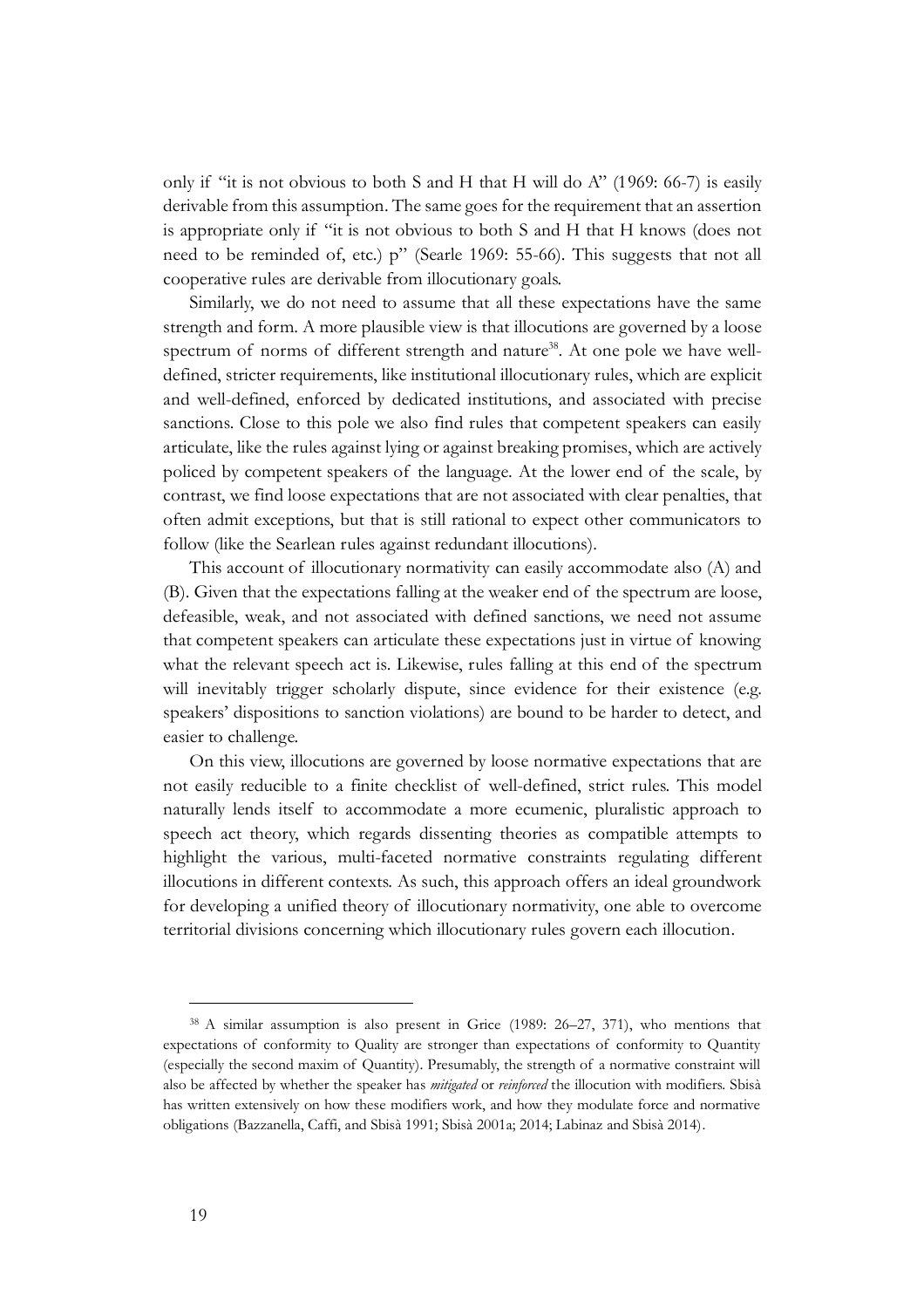only if "it is not obvious to both S and H that H will do A" (1969: 66-7) is easily derivable from this assumption. The same goes for the requirement that an assertion is appropriate only if "it is not obvious to both S and H that H knows (does not need to be reminded of, etc.) p" (Searle 1969: 55-66). This suggests that not all cooperative rules are derivable from illocutionary goals.

Similarly, we do not need to assume that all these expectations have the same strength and form. A more plausible view is that illocutions are governed by a loose spectrum of norms of different strength and nature[38]. At one pole we have well-defined, stricter requirements, like institutional illocutionary rules, which are explicit and well-defined, enforced by dedicated institutions, and associated with precise sanctions. Close to this pole we also find rules that competent speakers can easily articulate, like the rules against lying or against breaking promises, which are actively policed by competent speakers of the language. At the lower end of the scale, by contrast, we find loose expectations that are not associated with clear penalties, that often admit exceptions, but that is still rational to expect other communicators to follow (like the Searlean rules against redundant illocutions).

This account of illocutionary normativity can easily accommodate also (A) and (B). Given that the expectations falling at the weaker end of the spectrum are loose, defeasible, weak, and not associated with defined sanctions, we need not assume that competent speakers can articulate these expectations just in virtue of knowing what the relevant speech act is. Likewise, rules falling at this end of the spectrum will inevitably trigger scholarly dispute, since evidence for their existence (e.g. speakers' dispositions to sanction violations) are bound to be harder to detect, and easier to challenge.

On this view, illocutions are governed by loose normative expectations that are not easily reducible to a finite checklist of well-defined, strict rules. This model naturally lends itself to accommodate a more ecumenic, pluralistic approach to speech act theory, which regards dissenting theories as compatible attempts to highlight the various, multi-faceted normative constraints regulating different illocutions in different contexts. As such, this approach offers an ideal groundwork for developing a unified theory of illocutionary normativity, one able to overcome territorial divisions concerning which illocutionary rules govern each illocution.

---

[38] A similar assumption is also present in Grice (1989: 26–27, 371), who mentions that expectations of conformity to Quality are stronger than expectations of conformity to Quantity (especially the second maxim of Quantity). Presumably, the strength of a normative constraint will also be affected by whether the speaker has *mitigated* or *reinforced* the illocution with modifiers. Sbisà has written extensively on how these modifiers work, and how they modulate force and normative obligations (Bazzanella, Caffi, and Sbisà 1991; Sbisà 2001a; 2014; Labinaz and Sbisà 2014).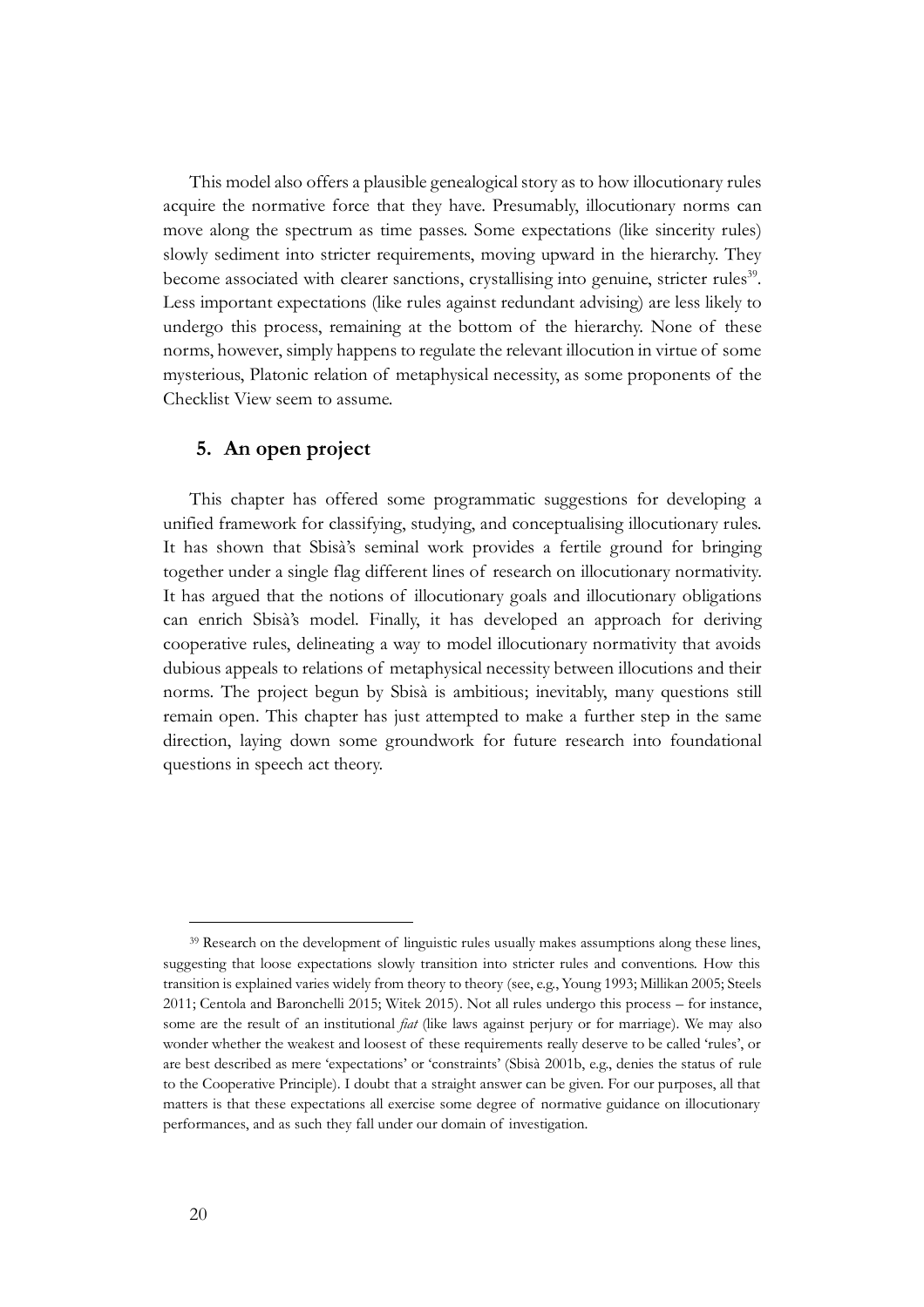This model also offers a plausible genealogical story as to how illocutionary rules acquire the normative force that they have. Presumably, illocutionary norms can move along the spectrum as time passes. Some expectations (like sincerity rules) slowly sediment into stricter requirements, moving upward in the hierarchy. They become associated with clearer sanctions, crystallising into genuine, stricter rules[39]. Less important expectations (like rules against redundant advising) are less likely to undergo this process, remaining at the bottom of the hierarchy. None of these norms, however, simply happens to regulate the relevant illocution in virtue of some mysterious, Platonic relation of metaphysical necessity, as some proponents of the Checklist View seem to assume.

## 5. An open project

This chapter has offered some programmatic suggestions for developing a unified framework for classifying, studying, and conceptualising illocutionary rules. It has shown that Sbisà's seminal work provides a fertile ground for bringing together under a single flag different lines of research on illocutionary normativity. It has argued that the notions of illocutionary goals and illocutionary obligations can enrich Sbisà's model. Finally, it has developed an approach for deriving cooperative rules, delineating a way to model illocutionary normativity that avoids dubious appeals to relations of metaphysical necessity between illocutions and their norms. The project begun by Sbisà is ambitious; inevitably, many questions still remain open. This chapter has just attempted to make a further step in the same direction, laying down some groundwork for future research into foundational questions in speech act theory.

---

[39] Research on the development of linguistic rules usually makes assumptions along these lines, suggesting that loose expectations slowly transition into stricter rules and conventions. How this transition is explained varies widely from theory to theory (see, e.g., Young 1993; Millikan 2005; Steels 2011; Centola and Baronchelli 2015; Witek 2015). Not all rules undergo this process – for instance, some are the result of an institutional *fiat* (like laws against perjury or for marriage). We may also wonder whether the weakest and loosest of these requirements really deserve to be called 'rules', or are best described as mere 'expectations' or 'constraints' (Sbisà 2001b, e.g., denies the status of rule to the Cooperative Principle). I doubt that a straight answer can be given. For our purposes, all that matters is that these expectations all exercise some degree of normative guidance on illocutionary performances, and as such they fall under our domain of investigation.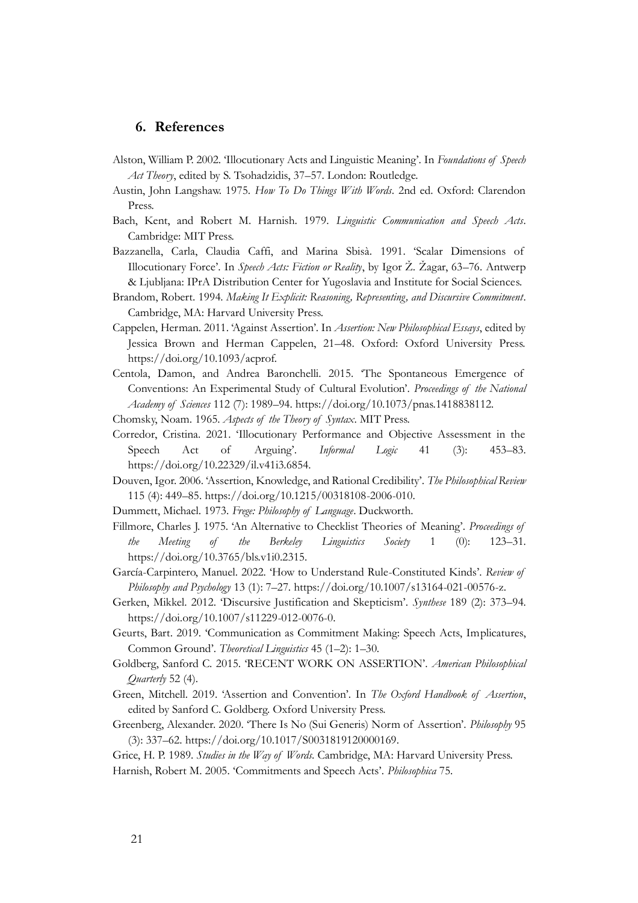## 6. References

Alston, William P. 2002. 'Illocutionary Acts and Linguistic Meaning'. In *Foundations of Speech Act Theory*, edited by S. Tsohadzidis, 37–57. London: Routledge.

Austin, John Langshaw. 1975. *How To Do Things With Words*. 2nd ed. Oxford: Clarendon Press.

Bach, Kent, and Robert M. Harnish. 1979. *Linguistic Communication and Speech Acts*. Cambridge: MIT Press.

Bazzanella, Carla, Claudia Caffi, and Marina Sbisà. 1991. 'Scalar Dimensions of Illocutionary Force'. In *Speech Acts: Fiction or Reality*, by Igor Ž. Žagar, 63–76. Antwerp & Ljubljana: IPrA Distribution Center for Yugoslavia and Institute for Social Sciences.

Brandom, Robert. 1994. *Making It Explicit: Reasoning, Representing, and Discursive Commitment*. Cambridge, MA: Harvard University Press.

Cappelen, Herman. 2011. 'Against Assertion'. In *Assertion: New Philosophical Essays*, edited by Jessica Brown and Herman Cappelen, 21–48. Oxford: Oxford University Press. https://doi.org/10.1093/acprof.

Centola, Damon, and Andrea Baronchelli. 2015. 'The Spontaneous Emergence of Conventions: An Experimental Study of Cultural Evolution'. *Proceedings of the National Academy of Sciences* 112 (7): 1989–94. https://doi.org/10.1073/pnas.1418838112.

Chomsky, Noam. 1965. *Aspects of the Theory of Syntax*. MIT Press.

Corredor, Cristina. 2021. 'Illocutionary Performance and Objective Assessment in the Speech Act of Arguing'. *Informal Logic* 41 (3): 453–83. https://doi.org/10.22329/il.v41i3.6854.

Douven, Igor. 2006. 'Assertion, Knowledge, and Rational Credibility'. *The Philosophical Review* 115 (4): 449–85. https://doi.org/10.1215/00318108-2006-010.

Dummett, Michael. 1973. *Frege: Philosophy of Language*. Duckworth.

Fillmore, Charles J. 1975. 'An Alternative to Checklist Theories of Meaning'. *Proceedings of the Meeting of the Berkeley Linguistics Society* 1 (0): 123–31. https://doi.org/10.3765/bls.v1i0.2315.

García-Carpintero, Manuel. 2022. 'How to Understand Rule-Constituted Kinds'. *Review of Philosophy and Psychology* 13 (1): 7–27. https://doi.org/10.1007/s13164-021-00576-z.

Gerken, Mikkel. 2012. 'Discursive Justification and Skepticism'. *Synthese* 189 (2): 373–94. https://doi.org/10.1007/s11229-012-0076-0.

Geurts, Bart. 2019. 'Communication as Commitment Making: Speech Acts, Implicatures, Common Ground'. *Theoretical Linguistics* 45 (1–2): 1–30.

Goldberg, Sanford C. 2015. 'RECENT WORK ON ASSERTION'. *American Philosophical Quarterly* 52 (4).

Green, Mitchell. 2019. 'Assertion and Convention'. In *The Oxford Handbook of Assertion*, edited by Sanford C. Goldberg. Oxford University Press.

Greenberg, Alexander. 2020. 'There Is No (Sui Generis) Norm of Assertion'. *Philosophy* 95 (3): 337–62. https://doi.org/10.1017/S0031819120000169.

Grice, H. P. 1989. *Studies in the Way of Words*. Cambridge, MA: Harvard University Press.

Harnish, Robert M. 2005. 'Commitments and Speech Acts'. *Philosophica* 75.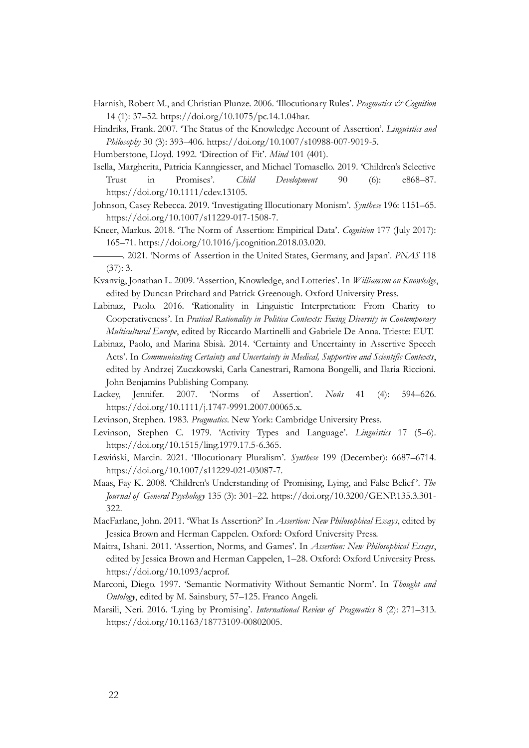Harnish, Robert M., and Christian Plunze. 2006. 'Illocutionary Rules'. *Pragmatics & Cognition* 14 (1): 37–52. https://doi.org/10.1075/pc.14.1.04har.

Hindriks, Frank. 2007. 'The Status of the Knowledge Account of Assertion'. *Linguistics and Philosophy* 30 (3): 393–406. https://doi.org/10.1007/s10988-007-9019-5.

Humberstone, Lloyd. 1992. 'Direction of Fit'. *Mind* 101 (401).

Isella, Margherita, Patricia Kanngiesser, and Michael Tomasello. 2019. 'Children's Selective Trust in Promises'. *Child Development* 90 (6): e868–87. https://doi.org/10.1111/cdev.13105.

Johnson, Casey Rebecca. 2019. 'Investigating Illocutionary Monism'. *Synthese* 196: 1151–65. https://doi.org/10.1007/s11229-017-1508-7.

Kneer, Markus. 2018. 'The Norm of Assertion: Empirical Data'. *Cognition* 177 (July 2017): 165–71. https://doi.org/10.1016/j.cognition.2018.03.020.

———. 2021. 'Norms of Assertion in the United States, Germany, and Japan'. *PNAS* 118 (37): 3.

Kvanvig, Jonathan L. 2009. 'Assertion, Knowledge, and Lotteries'. In *Williamson on Knowledge*, edited by Duncan Pritchard and Patrick Greenough. Oxford University Press.

Labinaz, Paolo. 2016. 'Rationality in Linguistic Interpretation: From Charity to Cooperativeness'. In *Pratical Rationality in Politica Contexts: Facing Diversity in Contemporary Multicultural Europe*, edited by Riccardo Martinelli and Gabriele De Anna. Trieste: EUT.

Labinaz, Paolo, and Marina Sbisà. 2014. 'Certainty and Uncertainty in Assertive Speech Acts'. In *Communicating Certainty and Uncertainty in Medical, Supportive and Scientific Contexts*, edited by Andrzej Zuczkowski, Carla Canestrari, Ramona Bongelli, and Ilaria Riccioni. John Benjamins Publishing Company.

Lackey, Jennifer. 2007. 'Norms of Assertion'. *Noûs* 41 (4): 594–626. https://doi.org/10.1111/j.1747-9991.2007.00065.x.

Levinson, Stephen. 1983. *Pragmatics*. New York: Cambridge University Press.

Levinson, Stephen C. 1979. 'Activity Types and Language'. *Linguistics* 17 (5–6). https://doi.org/10.1515/ling.1979.17.5-6.365.

Lewiński, Marcin. 2021. 'Illocutionary Pluralism'. *Synthese* 199 (December): 6687–6714. https://doi.org/10.1007/s11229-021-03087-7.

Maas, Fay K. 2008. 'Children's Understanding of Promising, Lying, and False Belief'. *The Journal of General Psychology* 135 (3): 301–22. https://doi.org/10.3200/GENP.135.3.301-322.

MacFarlane, John. 2011. 'What Is Assertion?' In *Assertion: New Philosophical Essays*, edited by Jessica Brown and Herman Cappelen. Oxford: Oxford University Press.

Maitra, Ishani. 2011. 'Assertion, Norms, and Games'. In *Assertion: New Philosophical Essays*, edited by Jessica Brown and Herman Cappelen, 1–28. Oxford: Oxford University Press. https://doi.org/10.1093/acprof.

Marconi, Diego. 1997. 'Semantic Normativity Without Semantic Norm'. In *Thought and Ontology*, edited by M. Sainsbury, 57–125. Franco Angeli.

Marsili, Neri. 2016. 'Lying by Promising'. *International Review of Pragmatics* 8 (2): 271–313. https://doi.org/10.1163/18773109-00802005.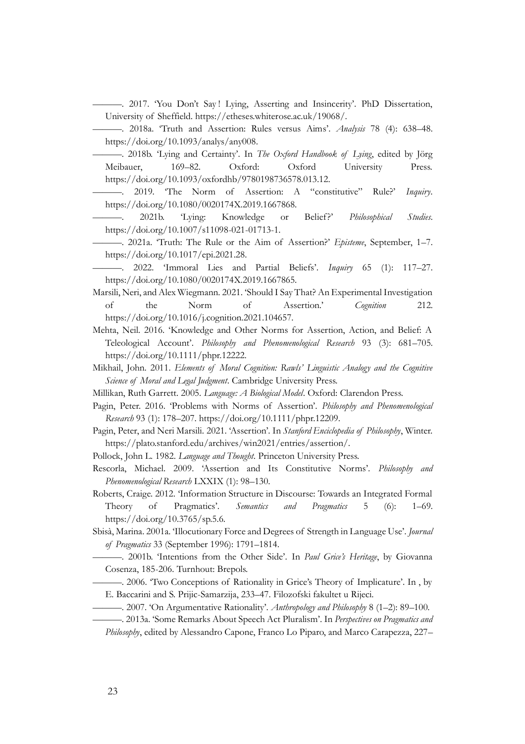———. 2017. 'You Don't Say ! Lying, Asserting and Insincerity'. PhD Dissertation, University of Sheffield. https://etheses.whiterose.ac.uk/19068/.

———. 2018a. 'Truth and Assertion: Rules versus Aims'. *Analysis* 78 (4): 638–48. https://doi.org/10.1093/analys/any008.

———. 2018b. 'Lying and Certainty'. In *The Oxford Handbook of Lying*, edited by Jörg Meibauer, 169–82. Oxford: Oxford University Press. https://doi.org/10.1093/oxfordhb/9780198736578.013.12.

———. 2019. 'The Norm of Assertion: A "constitutive" Rule?' *Inquiry*. https://doi.org/10.1080/0020174X.2019.1667868.

———. 2021b. 'Lying: Knowledge or Belief?' *Philosophical Studies*. https://doi.org/10.1007/s11098-021-01713-1.

———. 2021a. 'Truth: The Rule or the Aim of Assertion?' *Episteme*, September, 1–7. https://doi.org/10.1017/epi.2021.28.

———. 2022. 'Immoral Lies and Partial Beliefs'. *Inquiry* 65 (1): 117–27. https://doi.org/10.1080/0020174X.2019.1667865.

Marsili, Neri, and Alex Wiegmann. 2021. 'Should I Say That? An Experimental Investigation of the Norm of Assertion.' *Cognition* 212. https://doi.org/10.1016/j.cognition.2021.104657.

Mehta, Neil. 2016. 'Knowledge and Other Norms for Assertion, Action, and Belief: A Teleological Account'. *Philosophy and Phenomenological Research* 93 (3): 681–705. https://doi.org/10.1111/phpr.12222.

Mikhail, John. 2011. *Elements of Moral Cognition: Rawls' Linguistic Analogy and the Cognitive Science of Moral and Legal Judgment*. Cambridge University Press.

Millikan, Ruth Garrett. 2005. *Language: A Biological Model*. Oxford: Clarendon Press.

Pagin, Peter. 2016. 'Problems with Norms of Assertion'. *Philosophy and Phenomenological Research* 93 (1): 178–207. https://doi.org/10.1111/phpr.12209.

Pagin, Peter, and Neri Marsili. 2021. 'Assertion'. In *Stanford Enciclopedia of Philosophy*, Winter. https://plato.stanford.edu/archives/win2021/entries/assertion/.

Pollock, John L. 1982. *Language and Thought*. Princeton University Press.

Rescorla, Michael. 2009. 'Assertion and Its Constitutive Norms'. *Philosophy and Phenomenological Research* LXXIX (1): 98–130.

Roberts, Craige. 2012. 'Information Structure in Discourse: Towards an Integrated Formal Theory of Pragmatics'. *Semantics and Pragmatics* 5 (6): 1–69. https://doi.org/10.3765/sp.5.6.

Sbisà, Marina. 2001a. 'Illocutionary Force and Degrees of Strength in Language Use'. *Journal of Pragmatics* 33 (September 1996): 1791–1814.

———. 2001b. 'Intentions from the Other Side'. In *Paul Grice's Heritage*, by Giovanna Cosenza, 185-206. Turnhout: Brepols.

———. 2006. 'Two Conceptions of Rationality in Grice's Theory of Implicature'. In , by E. Baccarini and S. Prijic-Samarzija, 233–47. Filozofski fakultet u Rijeci.

———. 2007. 'On Argumentative Rationality'. *Anthropology and Philosophy* 8 (1–2): 89–100.

———. 2013a. 'Some Remarks About Speech Act Pluralism'. In *Perspectives on Pragmatics and Philosophy*, edited by Alessandro Capone, Franco Lo Piparo, and Marco Carapezza, 227–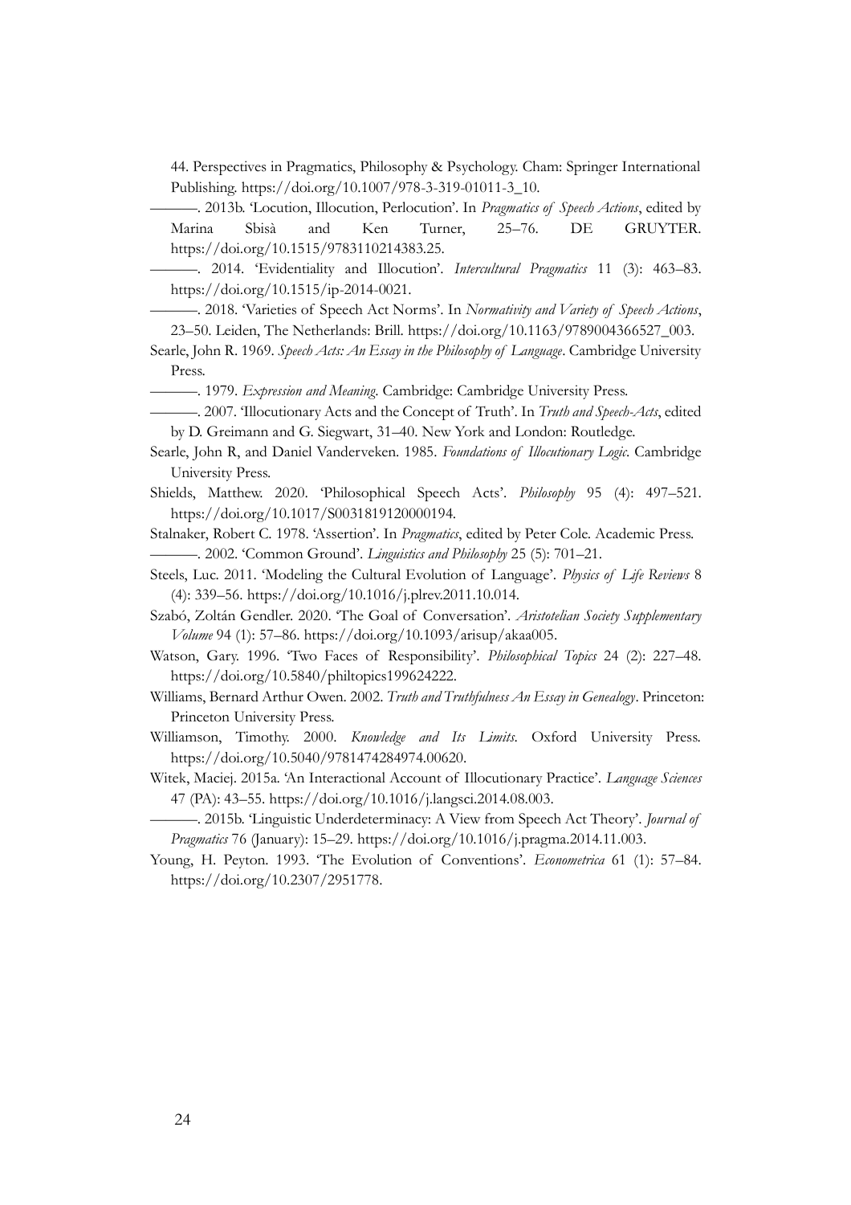44. Perspectives in Pragmatics, Philosophy & Psychology. Cham: Springer International Publishing. https://doi.org/10.1007/978-3-319-01011-3_10.

———. 2013b. 'Locution, Illocution, Perlocution'. In *Pragmatics of Speech Actions*, edited by Marina Sbisà and Ken Turner, 25–76. DE GRUYTER. https://doi.org/10.1515/9783110214383.25.

———. 2014. 'Evidentiality and Illocution'. *Intercultural Pragmatics* 11 (3): 463–83. https://doi.org/10.1515/ip-2014-0021.

———. 2018. 'Varieties of Speech Act Norms'. In *Normativity and Variety of Speech Actions*, 23–50. Leiden, The Netherlands: Brill. https://doi.org/10.1163/9789004366527_003.

Searle, John R. 1969. *Speech Acts: An Essay in the Philosophy of Language*. Cambridge University Press.

———. 1979. *Expression and Meaning*. Cambridge: Cambridge University Press.

———. 2007. 'Illocutionary Acts and the Concept of Truth'. In *Truth and Speech-Acts*, edited by D. Greimann and G. Siegwart, 31–40. New York and London: Routledge.

Searle, John R, and Daniel Vanderveken. 1985. *Foundations of Illocutionary Logic*. Cambridge University Press.

Shields, Matthew. 2020. 'Philosophical Speech Acts'. *Philosophy* 95 (4): 497–521. https://doi.org/10.1017/S0031819120000194.

Stalnaker, Robert C. 1978. 'Assertion'. In *Pragmatics*, edited by Peter Cole. Academic Press.

———. 2002. 'Common Ground'. *Linguistics and Philosophy* 25 (5): 701–21.

Steels, Luc. 2011. 'Modeling the Cultural Evolution of Language'. *Physics of Life Reviews* 8 (4): 339–56. https://doi.org/10.1016/j.plrev.2011.10.014.

Szabó, Zoltán Gendler. 2020. 'The Goal of Conversation'. *Aristotelian Society Supplementary Volume* 94 (1): 57–86. https://doi.org/10.1093/arisup/akaa005.

Watson, Gary. 1996. 'Two Faces of Responsibility'. *Philosophical Topics* 24 (2): 227–48. https://doi.org/10.5840/philtopics199624222.

Williams, Bernard Arthur Owen. 2002. *Truth and Truthfulness An Essay in Genealogy*. Princeton: Princeton University Press.

Williamson, Timothy. 2000. *Knowledge and Its Limits*. Oxford University Press. https://doi.org/10.5040/9781474284974.00620.

Witek, Maciej. 2015a. 'An Interactional Account of Illocutionary Practice'. *Language Sciences* 47 (PA): 43–55. https://doi.org/10.1016/j.langsci.2014.08.003.

———. 2015b. 'Linguistic Underdeterminacy: A View from Speech Act Theory'. *Journal of Pragmatics* 76 (January): 15–29. https://doi.org/10.1016/j.pragma.2014.11.003.

Young, H. Peyton. 1993. 'The Evolution of Conventions'. *Econometrica* 61 (1): 57–84. https://doi.org/10.2307/2951778.